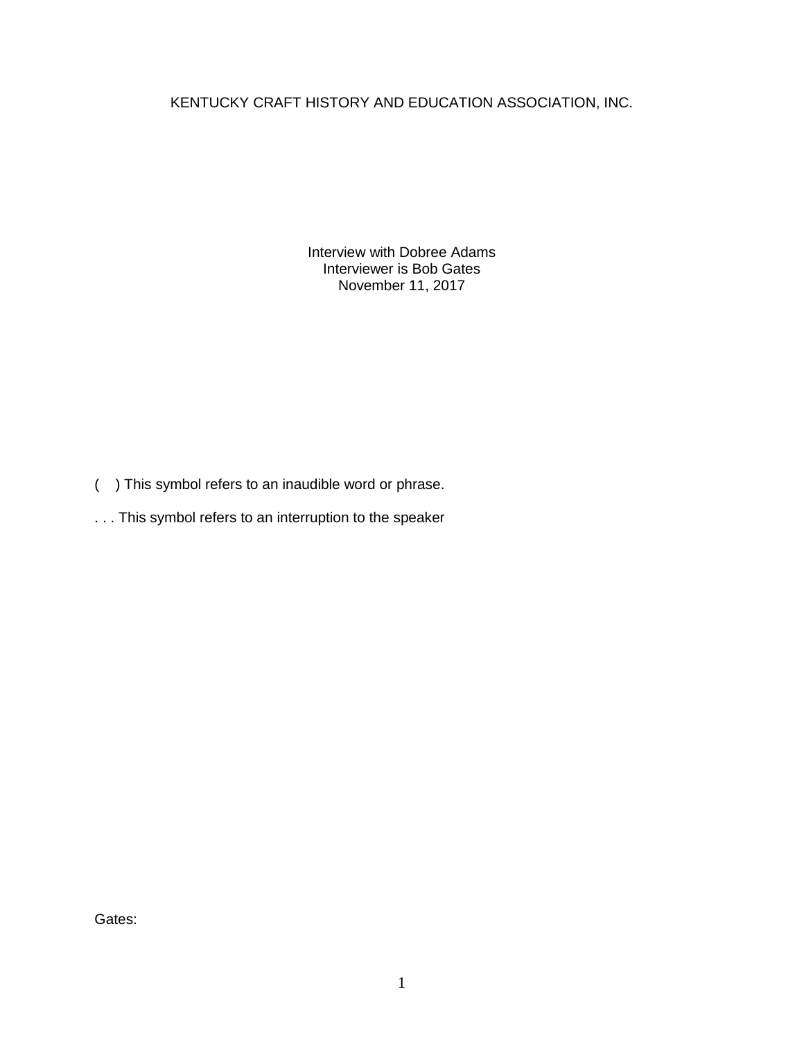KENTUCKY CRAFT HISTORY AND EDUCATION ASSOCIATION, INC.

Interview with Dobree Adams
Interviewer is Bob Gates
November 11, 2017

( ) This symbol refers to an inaudible word or phrase.

. . . This symbol refers to an interruption to the speaker

Gates: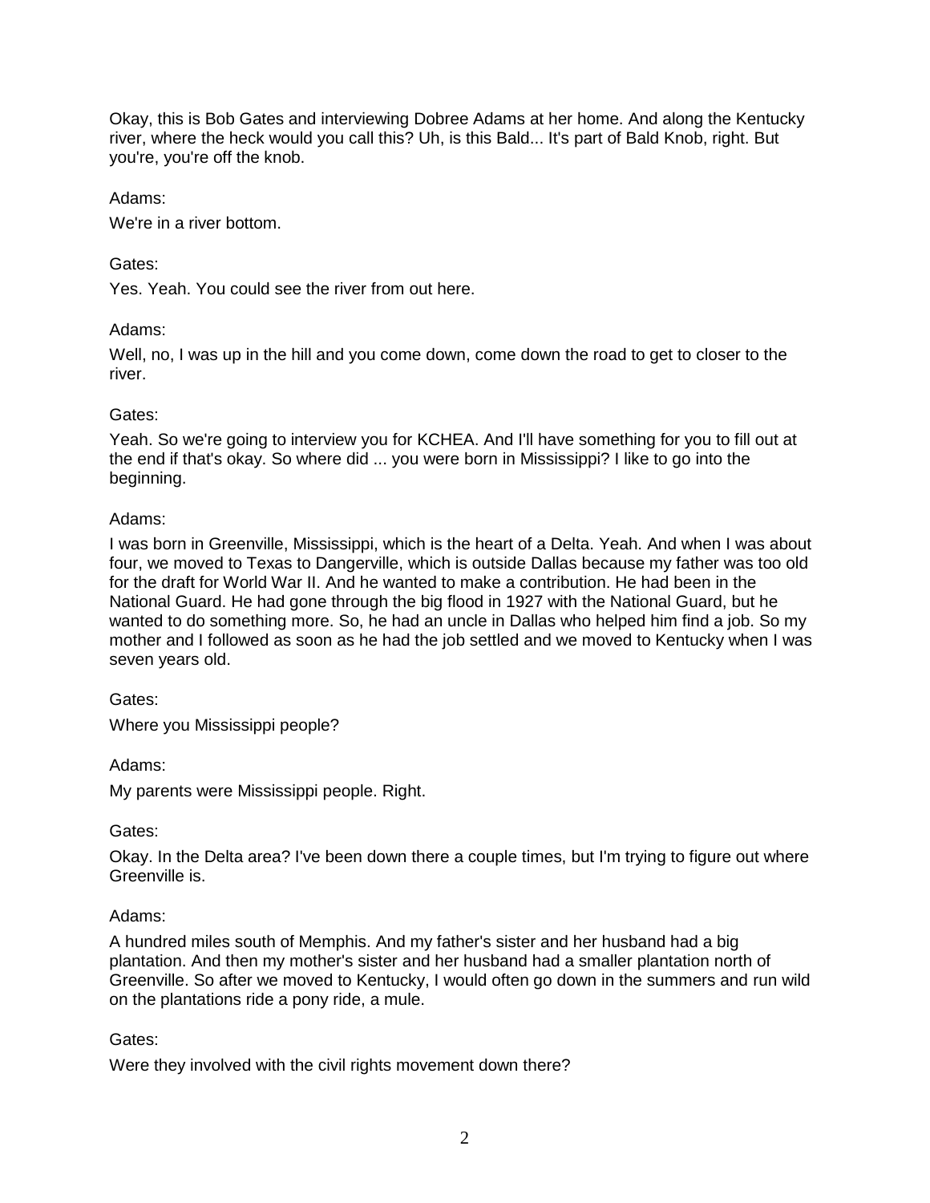Okay, this is Bob Gates and interviewing Dobree Adams at her home. And along the Kentucky river, where the heck would you call this? Uh, is this Bald... It's part of Bald Knob, right. But you're, you're off the knob.

Adams:

We're in a river bottom.

Gates:

Yes. Yeah. You could see the river from out here.

Adams:

Well, no, I was up in the hill and you come down, come down the road to get to closer to the river.

Gates:

Yeah. So we're going to interview you for KCHEA. And I'll have something for you to fill out at the end if that's okay. So where did ... you were born in Mississippi? I like to go into the beginning.

Adams:

I was born in Greenville, Mississippi, which is the heart of a Delta. Yeah. And when I was about four, we moved to Texas to Dangerville, which is outside Dallas because my father was too old for the draft for World War II. And he wanted to make a contribution. He had been in the National Guard. He had gone through the big flood in 1927 with the National Guard, but he wanted to do something more. So, he had an uncle in Dallas who helped him find a job. So my mother and I followed as soon as he had the job settled and we moved to Kentucky when I was seven years old.

Gates:

Where you Mississippi people?

Adams:

My parents were Mississippi people. Right.

Gates:

Okay. In the Delta area? I've been down there a couple times, but I'm trying to figure out where Greenville is.

Adams:

A hundred miles south of Memphis. And my father's sister and her husband had a big plantation. And then my mother's sister and her husband had a smaller plantation north of Greenville. So after we moved to Kentucky, I would often go down in the summers and run wild on the plantations ride a pony ride, a mule.

Gates:

Were they involved with the civil rights movement down there?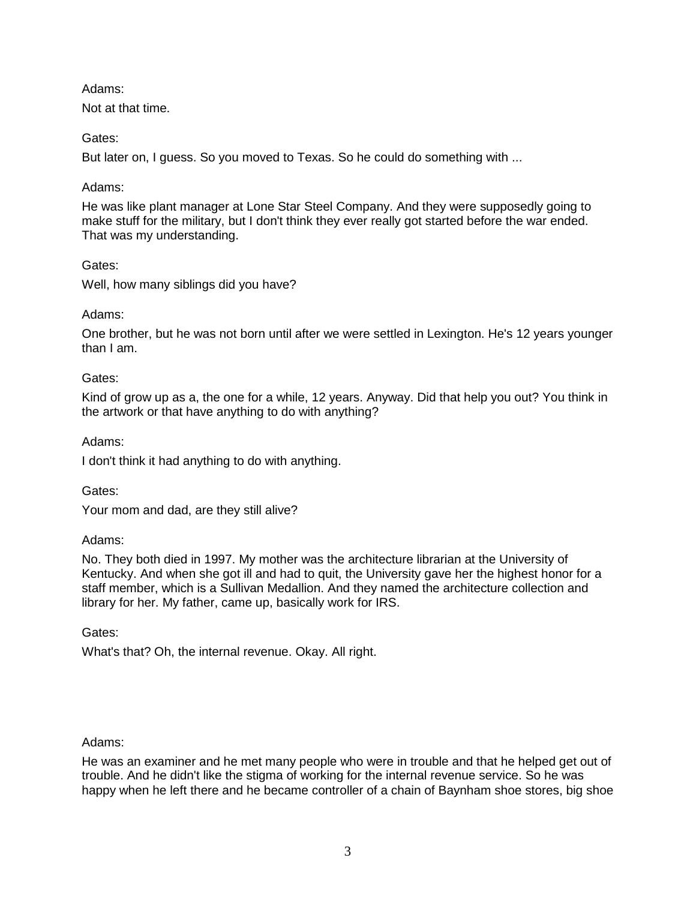Adams:

Not at that time.

Gates:

But later on, I guess. So you moved to Texas. So he could do something with ...

Adams:

He was like plant manager at Lone Star Steel Company. And they were supposedly going to make stuff for the military, but I don't think they ever really got started before the war ended. That was my understanding.

Gates:

Well, how many siblings did you have?

Adams:

One brother, but he was not born until after we were settled in Lexington. He's 12 years younger than I am.

Gates:

Kind of grow up as a, the one for a while, 12 years. Anyway. Did that help you out? You think in the artwork or that have anything to do with anything?

Adams:

I don't think it had anything to do with anything.

Gates:

Your mom and dad, are they still alive?

Adams:

No. They both died in 1997. My mother was the architecture librarian at the University of Kentucky. And when she got ill and had to quit, the University gave her the highest honor for a staff member, which is a Sullivan Medallion. And they named the architecture collection and library for her. My father, came up, basically work for IRS.

Gates:

What's that? Oh, the internal revenue. Okay. All right.

Adams:

He was an examiner and he met many people who were in trouble and that he helped get out of trouble. And he didn't like the stigma of working for the internal revenue service. So he was happy when he left there and he became controller of a chain of Baynham shoe stores, big shoe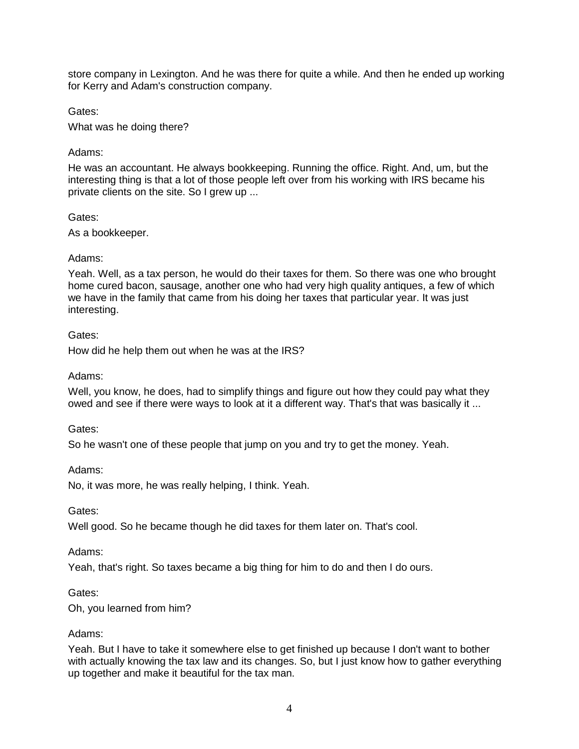store company in Lexington. And he was there for quite a while. And then he ended up working for Kerry and Adam's construction company.

Gates:

What was he doing there?

Adams:

He was an accountant. He always bookkeeping. Running the office. Right. And, um, but the interesting thing is that a lot of those people left over from his working with IRS became his private clients on the site. So I grew up ...

Gates:

As a bookkeeper.

Adams:

Yeah. Well, as a tax person, he would do their taxes for them. So there was one who brought home cured bacon, sausage, another one who had very high quality antiques, a few of which we have in the family that came from his doing her taxes that particular year. It was just interesting.

Gates:

How did he help them out when he was at the IRS?

Adams:

Well, you know, he does, had to simplify things and figure out how they could pay what they owed and see if there were ways to look at it a different way. That's that was basically it ...

Gates:

So he wasn't one of these people that jump on you and try to get the money. Yeah.

Adams:

No, it was more, he was really helping, I think. Yeah.

Gates:

Well good. So he became though he did taxes for them later on. That's cool.

Adams:

Yeah, that's right. So taxes became a big thing for him to do and then I do ours.

Gates:

Oh, you learned from him?

Adams:

Yeah. But I have to take it somewhere else to get finished up because I don't want to bother with actually knowing the tax law and its changes. So, but I just know how to gather everything up together and make it beautiful for the tax man.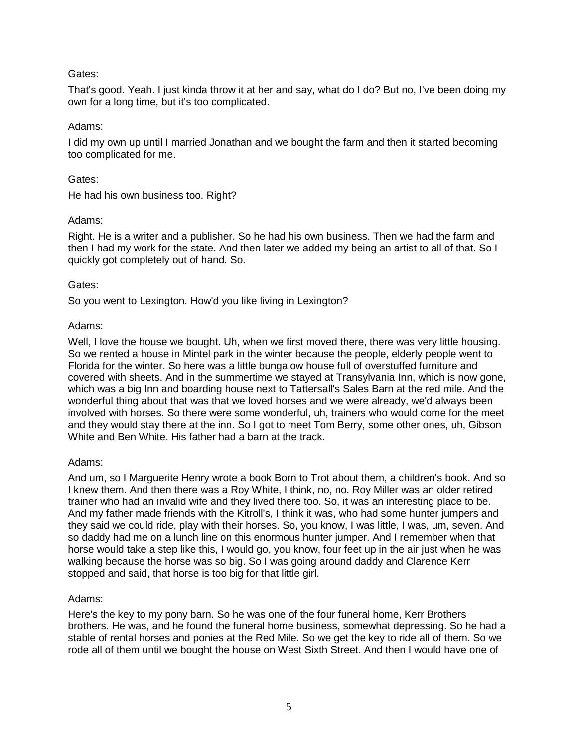Gates:

That's good. Yeah. I just kinda throw it at her and say, what do I do? But no, I've been doing my own for a long time, but it's too complicated.

Adams:

I did my own up until I married Jonathan and we bought the farm and then it started becoming too complicated for me.

Gates:

He had his own business too. Right?

Adams:

Right. He is a writer and a publisher. So he had his own business. Then we had the farm and then I had my work for the state. And then later we added my being an artist to all of that. So I quickly got completely out of hand. So.

Gates:

So you went to Lexington. How'd you like living in Lexington?

Adams:

Well, I love the house we bought. Uh, when we first moved there, there was very little housing. So we rented a house in Mintel park in the winter because the people, elderly people went to Florida for the winter. So here was a little bungalow house full of overstuffed furniture and covered with sheets. And in the summertime we stayed at Transylvania Inn, which is now gone, which was a big Inn and boarding house next to Tattersall's Sales Barn at the red mile. And the wonderful thing about that was that we loved horses and we were already, we'd always been involved with horses. So there were some wonderful, uh, trainers who would come for the meet and they would stay there at the inn. So I got to meet Tom Berry, some other ones, uh, Gibson White and Ben White. His father had a barn at the track.

Adams:

And um, so I Marguerite Henry wrote a book Born to Trot about them, a children's book. And so I knew them. And then there was a Roy White, I think, no, no. Roy Miller was an older retired trainer who had an invalid wife and they lived there too. So, it was an interesting place to be. And my father made friends with the Kitroll's, I think it was, who had some hunter jumpers and they said we could ride, play with their horses. So, you know, I was little, I was, um, seven. And so daddy had me on a lunch line on this enormous hunter jumper. And I remember when that horse would take a step like this, I would go, you know, four feet up in the air just when he was walking because the horse was so big. So I was going around daddy and Clarence Kerr stopped and said, that horse is too big for that little girl.

Adams:

Here's the key to my pony barn. So he was one of the four funeral home, Kerr Brothers brothers. He was, and he found the funeral home business, somewhat depressing. So he had a stable of rental horses and ponies at the Red Mile. So we get the key to ride all of them. So we rode all of them until we bought the house on West Sixth Street. And then I would have one of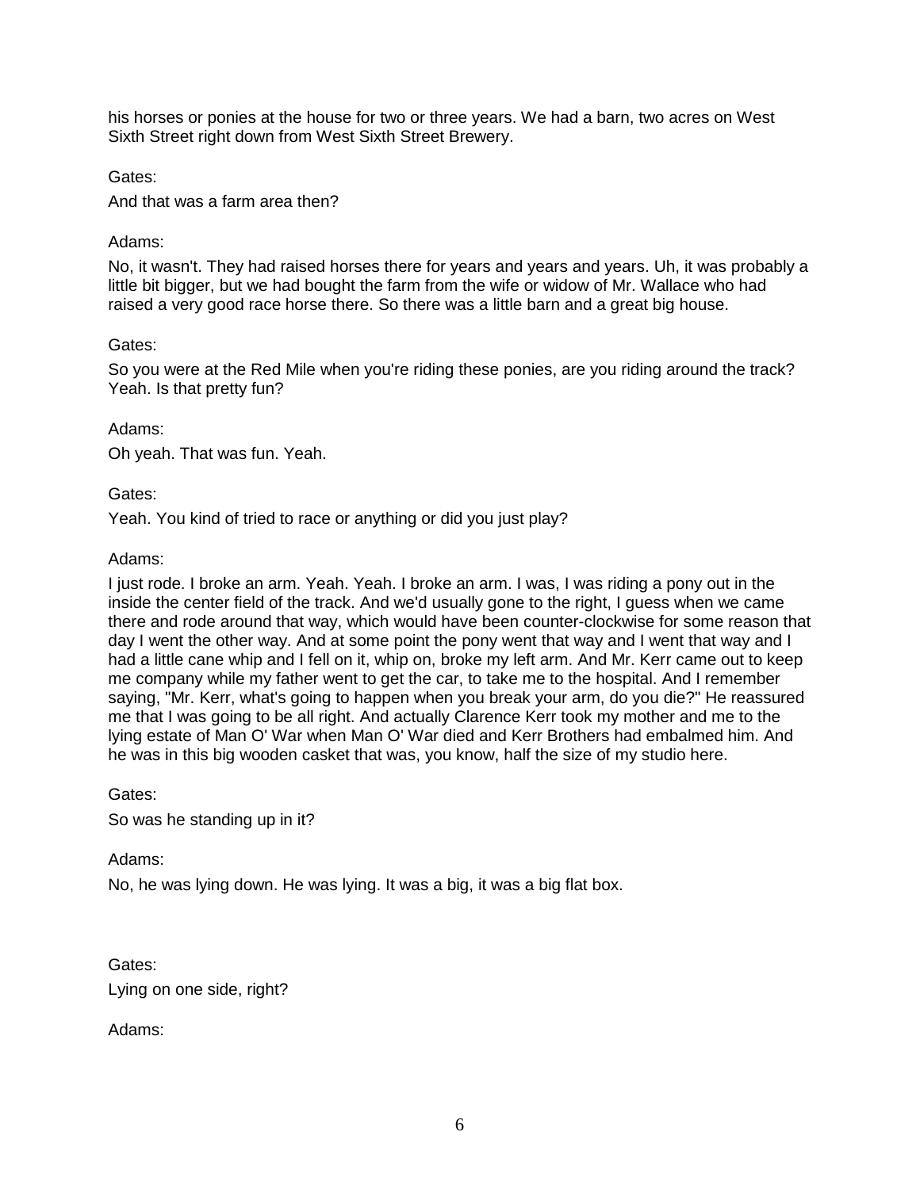his horses or ponies at the house for two or three years. We had a barn, two acres on West Sixth Street right down from West Sixth Street Brewery.

Gates:

And that was a farm area then?

Adams:

No, it wasn't. They had raised horses there for years and years and years. Uh, it was probably a little bit bigger, but we had bought the farm from the wife or widow of Mr. Wallace who had raised a very good race horse there. So there was a little barn and a great big house.

Gates:

So you were at the Red Mile when you're riding these ponies, are you riding around the track? Yeah. Is that pretty fun?

Adams:

Oh yeah. That was fun. Yeah.

Gates:

Yeah. You kind of tried to race or anything or did you just play?

Adams:

I just rode. I broke an arm. Yeah. Yeah. I broke an arm. I was, I was riding a pony out in the inside the center field of the track. And we'd usually gone to the right, I guess when we came there and rode around that way, which would have been counter-clockwise for some reason that day I went the other way. And at some point the pony went that way and I went that way and I had a little cane whip and I fell on it, whip on, broke my left arm. And Mr. Kerr came out to keep me company while my father went to get the car, to take me to the hospital. And I remember saying, "Mr. Kerr, what's going to happen when you break your arm, do you die?" He reassured me that I was going to be all right. And actually Clarence Kerr took my mother and me to the lying estate of Man O' War when Man O' War died and Kerr Brothers had embalmed him. And he was in this big wooden casket that was, you know, half the size of my studio here.

Gates:

So was he standing up in it?

Adams:

No, he was lying down. He was lying. It was a big, it was a big flat box.

Gates:

Lying on one side, right?

Adams: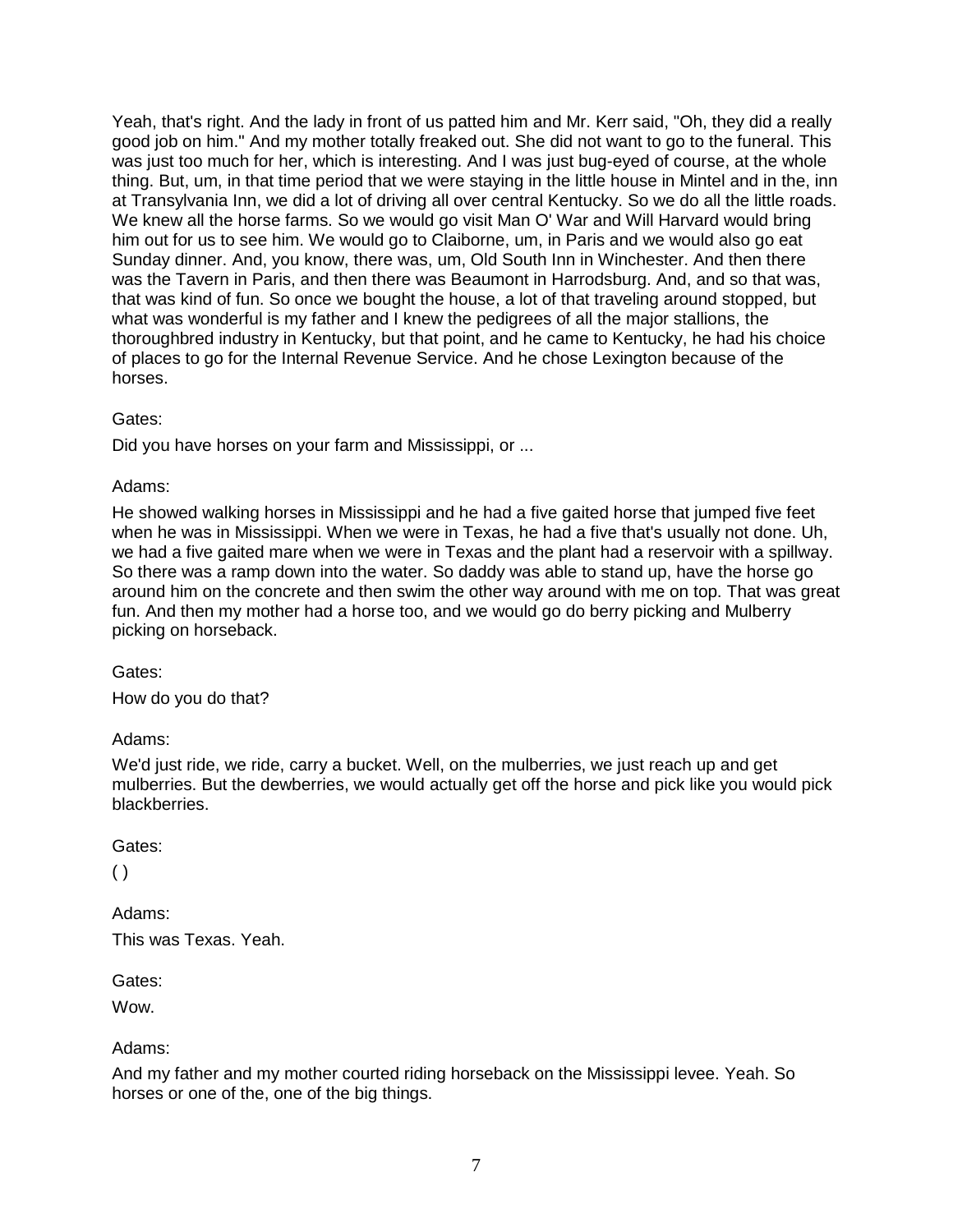Yeah, that's right. And the lady in front of us patted him and Mr. Kerr said, "Oh, they did a really good job on him." And my mother totally freaked out. She did not want to go to the funeral. This was just too much for her, which is interesting. And I was just bug-eyed of course, at the whole thing. But, um, in that time period that we were staying in the little house in Mintel and in the, inn at Transylvania Inn, we did a lot of driving all over central Kentucky. So we do all the little roads. We knew all the horse farms. So we would go visit Man O' War and Will Harvard would bring him out for us to see him. We would go to Claiborne, um, in Paris and we would also go eat Sunday dinner. And, you know, there was, um, Old South Inn in Winchester. And then there was the Tavern in Paris, and then there was Beaumont in Harrodsburg. And, and so that was, that was kind of fun. So once we bought the house, a lot of that traveling around stopped, but what was wonderful is my father and I knew the pedigrees of all the major stallions, the thoroughbred industry in Kentucky, but that point, and he came to Kentucky, he had his choice of places to go for the Internal Revenue Service. And he chose Lexington because of the horses.

Gates:

Did you have horses on your farm and Mississippi, or ...

Adams:

He showed walking horses in Mississippi and he had a five gaited horse that jumped five feet when he was in Mississippi. When we were in Texas, he had a five that's usually not done. Uh, we had a five gaited mare when we were in Texas and the plant had a reservoir with a spillway. So there was a ramp down into the water. So daddy was able to stand up, have the horse go around him on the concrete and then swim the other way around with me on top. That was great fun. And then my mother had a horse too, and we would go do berry picking and Mulberry picking on horseback.

Gates:

How do you do that?

Adams:

We'd just ride, we ride, carry a bucket. Well, on the mulberries, we just reach up and get mulberries. But the dewberries, we would actually get off the horse and pick like you would pick blackberries.

Gates:

( )

Adams:

This was Texas. Yeah.

Gates:

Wow.

Adams:

And my father and my mother courted riding horseback on the Mississippi levee. Yeah. So horses or one of the, one of the big things.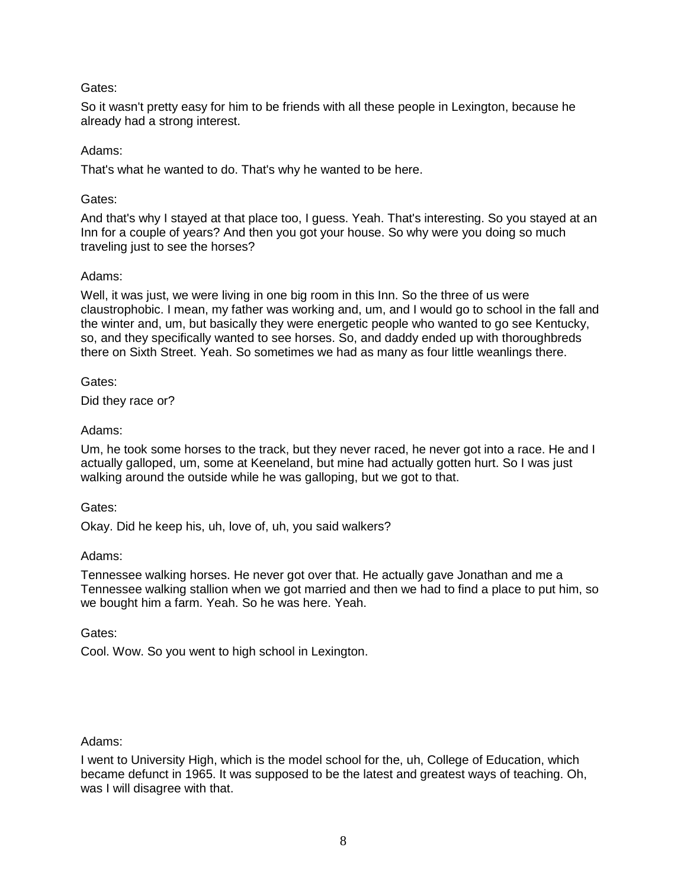Gates:

So it wasn't pretty easy for him to be friends with all these people in Lexington, because he already had a strong interest.

Adams:

That's what he wanted to do. That's why he wanted to be here.

Gates:

And that's why I stayed at that place too, I guess. Yeah. That's interesting. So you stayed at an Inn for a couple of years? And then you got your house. So why were you doing so much traveling just to see the horses?

Adams:

Well, it was just, we were living in one big room in this Inn. So the three of us were claustrophobic. I mean, my father was working and, um, and I would go to school in the fall and the winter and, um, but basically they were energetic people who wanted to go see Kentucky, so, and they specifically wanted to see horses. So, and daddy ended up with thoroughbreds there on Sixth Street. Yeah. So sometimes we had as many as four little weanlings there.

Gates:

Did they race or?

Adams:

Um, he took some horses to the track, but they never raced, he never got into a race. He and I actually galloped, um, some at Keeneland, but mine had actually gotten hurt. So I was just walking around the outside while he was galloping, but we got to that.

Gates:

Okay. Did he keep his, uh, love of, uh, you said walkers?

Adams:

Tennessee walking horses. He never got over that. He actually gave Jonathan and me a Tennessee walking stallion when we got married and then we had to find a place to put him, so we bought him a farm. Yeah. So he was here. Yeah.

Gates:

Cool. Wow. So you went to high school in Lexington.

Adams:

I went to University High, which is the model school for the, uh, College of Education, which became defunct in 1965. It was supposed to be the latest and greatest ways of teaching. Oh, was I will disagree with that.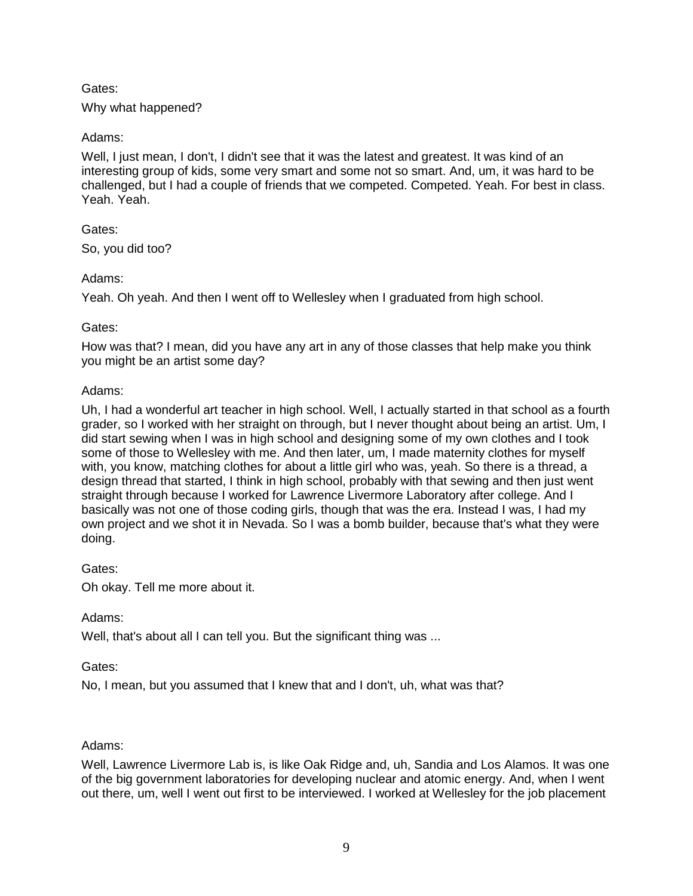Gates:

Why what happened?

Adams:

Well, I just mean, I don't, I didn't see that it was the latest and greatest. It was kind of an interesting group of kids, some very smart and some not so smart. And, um, it was hard to be challenged, but I had a couple of friends that we competed. Competed. Yeah. For best in class. Yeah. Yeah.

Gates:

So, you did too?

Adams:

Yeah. Oh yeah. And then I went off to Wellesley when I graduated from high school.

Gates:

How was that? I mean, did you have any art in any of those classes that help make you think you might be an artist some day?

Adams:

Uh, I had a wonderful art teacher in high school. Well, I actually started in that school as a fourth grader, so I worked with her straight on through, but I never thought about being an artist. Um, I did start sewing when I was in high school and designing some of my own clothes and I took some of those to Wellesley with me. And then later, um, I made maternity clothes for myself with, you know, matching clothes for about a little girl who was, yeah. So there is a thread, a design thread that started, I think in high school, probably with that sewing and then just went straight through because I worked for Lawrence Livermore Laboratory after college. And I basically was not one of those coding girls, though that was the era. Instead I was, I had my own project and we shot it in Nevada. So I was a bomb builder, because that's what they were doing.

Gates:

Oh okay. Tell me more about it.

Adams:

Well, that's about all I can tell you. But the significant thing was ...

Gates:

No, I mean, but you assumed that I knew that and I don't, uh, what was that?

Adams:

Well, Lawrence Livermore Lab is, is like Oak Ridge and, uh, Sandia and Los Alamos. It was one of the big government laboratories for developing nuclear and atomic energy. And, when I went out there, um, well I went out first to be interviewed. I worked at Wellesley for the job placement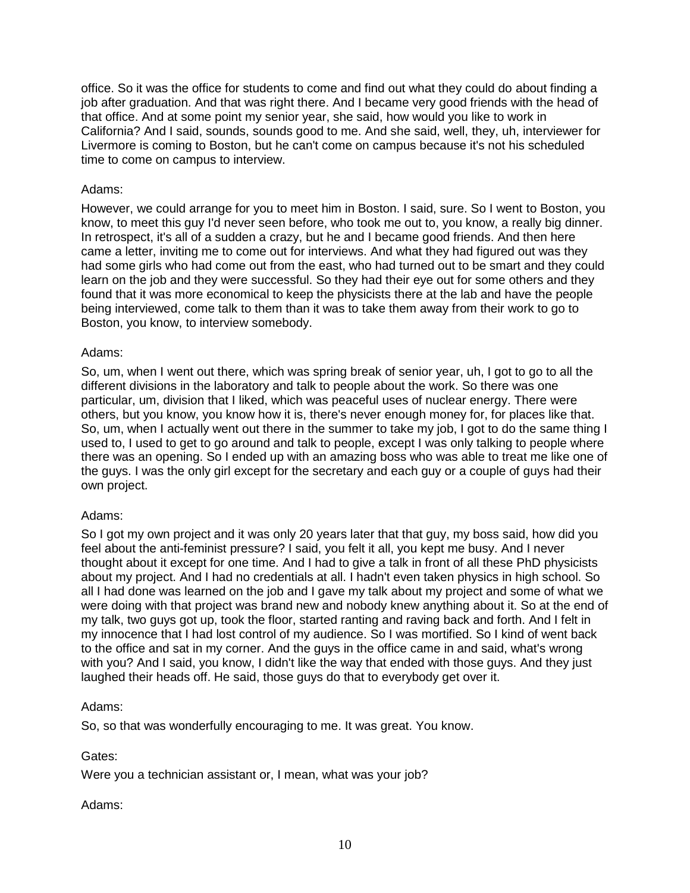office. So it was the office for students to come and find out what they could do about finding a job after graduation. And that was right there. And I became very good friends with the head of that office. And at some point my senior year, she said, how would you like to work in California? And I said, sounds, sounds good to me. And she said, well, they, uh, interviewer for Livermore is coming to Boston, but he can't come on campus because it's not his scheduled time to come on campus to interview.

Adams:

However, we could arrange for you to meet him in Boston. I said, sure. So I went to Boston, you know, to meet this guy I'd never seen before, who took me out to, you know, a really big dinner. In retrospect, it's all of a sudden a crazy, but he and I became good friends. And then here came a letter, inviting me to come out for interviews. And what they had figured out was they had some girls who had come out from the east, who had turned out to be smart and they could learn on the job and they were successful. So they had their eye out for some others and they found that it was more economical to keep the physicists there at the lab and have the people being interviewed, come talk to them than it was to take them away from their work to go to Boston, you know, to interview somebody.

Adams:

So, um, when I went out there, which was spring break of senior year, uh, I got to go to all the different divisions in the laboratory and talk to people about the work. So there was one particular, um, division that I liked, which was peaceful uses of nuclear energy. There were others, but you know, you know how it is, there's never enough money for, for places like that. So, um, when I actually went out there in the summer to take my job, I got to do the same thing I used to, I used to get to go around and talk to people, except I was only talking to people where there was an opening. So I ended up with an amazing boss who was able to treat me like one of the guys. I was the only girl except for the secretary and each guy or a couple of guys had their own project.

Adams:

So I got my own project and it was only 20 years later that that guy, my boss said, how did you feel about the anti-feminist pressure? I said, you felt it all, you kept me busy. And I never thought about it except for one time. And I had to give a talk in front of all these PhD physicists about my project. And I had no credentials at all. I hadn't even taken physics in high school. So all I had done was learned on the job and I gave my talk about my project and some of what we were doing with that project was brand new and nobody knew anything about it. So at the end of my talk, two guys got up, took the floor, started ranting and raving back and forth. And I felt in my innocence that I had lost control of my audience. So I was mortified. So I kind of went back to the office and sat in my corner. And the guys in the office came in and said, what's wrong with you? And I said, you know, I didn't like the way that ended with those guys. And they just laughed their heads off. He said, those guys do that to everybody get over it.

Adams:

So, so that was wonderfully encouraging to me. It was great. You know.

Gates:

Were you a technician assistant or, I mean, what was your job?

Adams: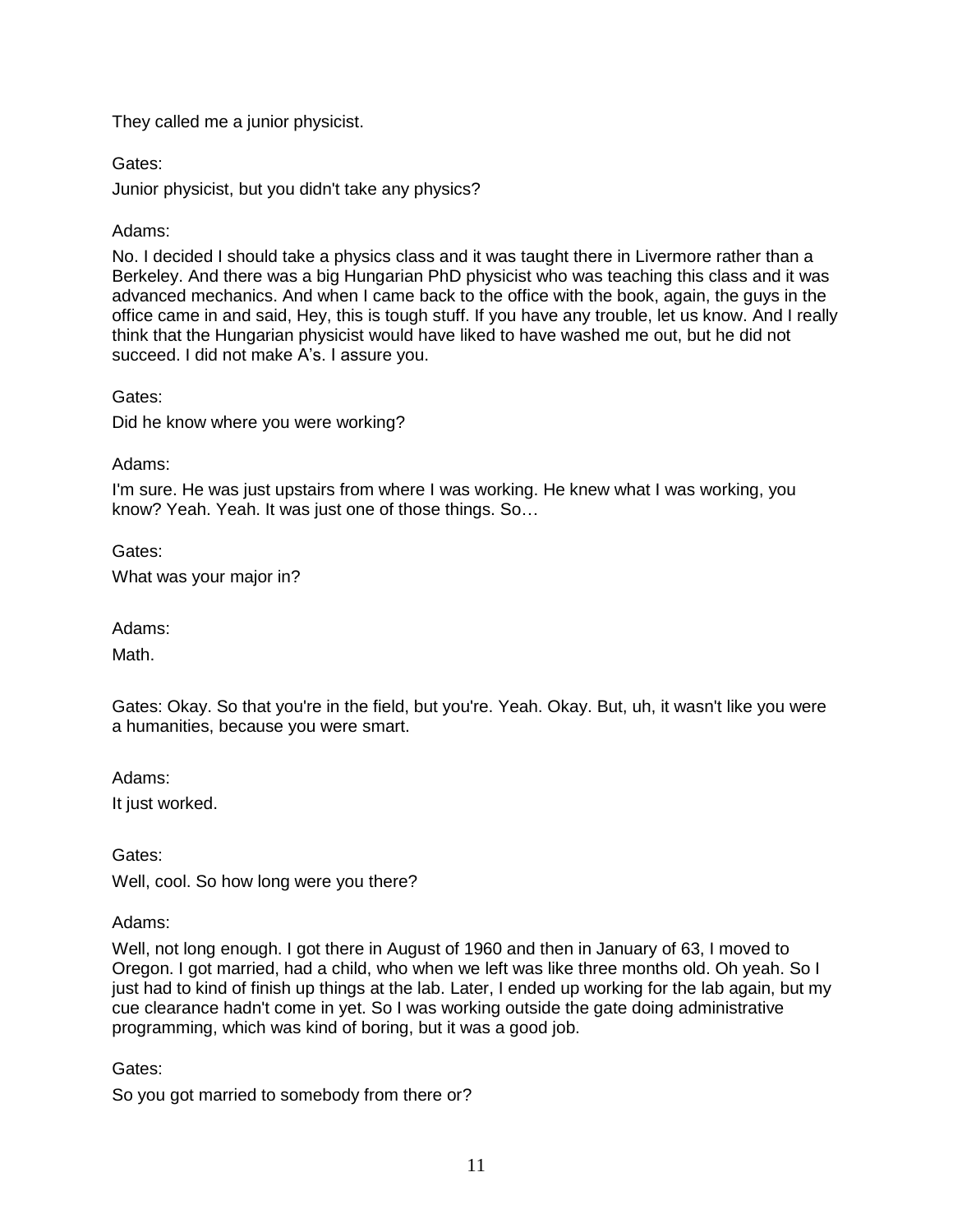They called me a junior physicist.

Gates:

Junior physicist, but you didn't take any physics?

Adams:

No. I decided I should take a physics class and it was taught there in Livermore rather than a Berkeley. And there was a big Hungarian PhD physicist who was teaching this class and it was advanced mechanics. And when I came back to the office with the book, again, the guys in the office came in and said, Hey, this is tough stuff. If you have any trouble, let us know. And I really think that the Hungarian physicist would have liked to have washed me out, but he did not succeed. I did not make A's. I assure you.

Gates:

Did he know where you were working?

Adams:

I'm sure. He was just upstairs from where I was working. He knew what I was working, you know? Yeah. Yeah. It was just one of those things. So…

Gates:

What was your major in?

Adams:

Math.

Gates: Okay. So that you're in the field, but you're. Yeah. Okay. But, uh, it wasn't like you were a humanities, because you were smart.

Adams:

It just worked.

Gates:

Well, cool. So how long were you there?

Adams:

Well, not long enough. I got there in August of 1960 and then in January of 63, I moved to Oregon. I got married, had a child, who when we left was like three months old. Oh yeah. So I just had to kind of finish up things at the lab. Later, I ended up working for the lab again, but my cue clearance hadn't come in yet. So I was working outside the gate doing administrative programming, which was kind of boring, but it was a good job.

Gates:

So you got married to somebody from there or?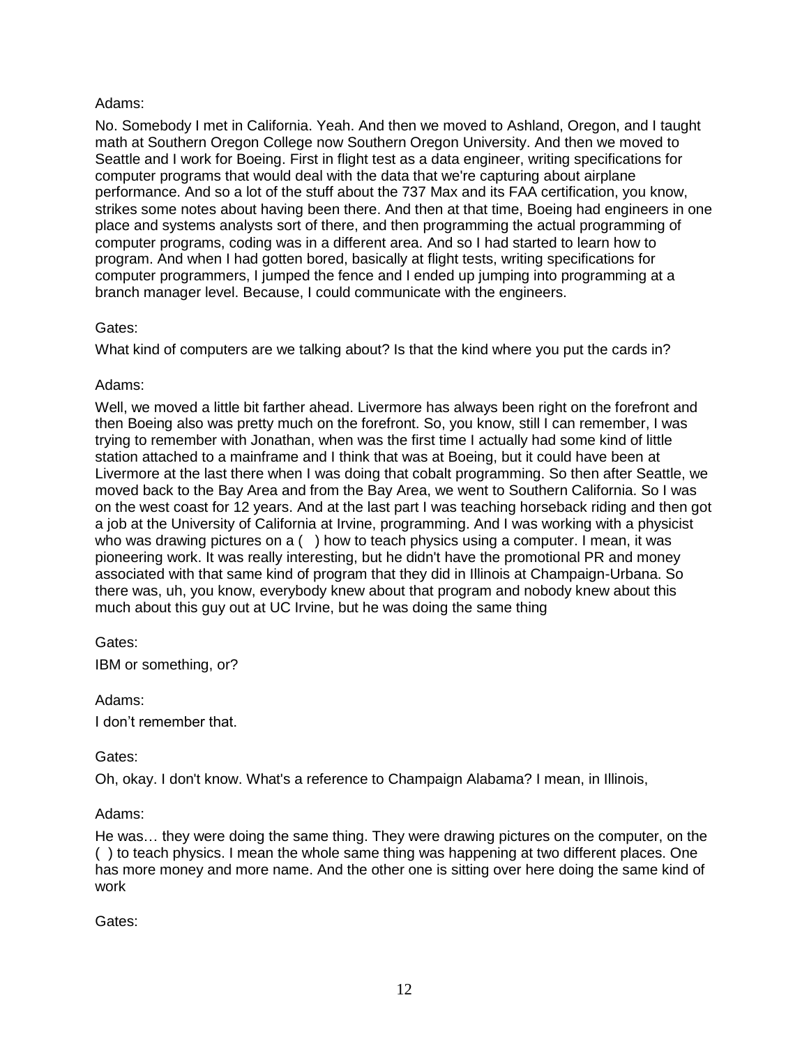Adams:

No. Somebody I met in California. Yeah. And then we moved to Ashland, Oregon, and I taught math at Southern Oregon College now Southern Oregon University. And then we moved to Seattle and I work for Boeing. First in flight test as a data engineer, writing specifications for computer programs that would deal with the data that we're capturing about airplane performance. And so a lot of the stuff about the 737 Max and its FAA certification, you know, strikes some notes about having been there. And then at that time, Boeing had engineers in one place and systems analysts sort of there, and then programming the actual programming of computer programs, coding was in a different area. And so I had started to learn how to program. And when I had gotten bored, basically at flight tests, writing specifications for computer programmers, I jumped the fence and I ended up jumping into programming at a branch manager level. Because, I could communicate with the engineers.

Gates:

What kind of computers are we talking about? Is that the kind where you put the cards in?

Adams:

Well, we moved a little bit farther ahead. Livermore has always been right on the forefront and then Boeing also was pretty much on the forefront. So, you know, still I can remember, I was trying to remember with Jonathan, when was the first time I actually had some kind of little station attached to a mainframe and I think that was at Boeing, but it could have been at Livermore at the last there when I was doing that cobalt programming. So then after Seattle, we moved back to the Bay Area and from the Bay Area, we went to Southern California. So I was on the west coast for 12 years. And at the last part I was teaching horseback riding and then got a job at the University of California at Irvine, programming. And I was working with a physicist who was drawing pictures on a ( ) how to teach physics using a computer. I mean, it was pioneering work. It was really interesting, but he didn't have the promotional PR and money associated with that same kind of program that they did in Illinois at Champaign-Urbana. So there was, uh, you know, everybody knew about that program and nobody knew about this much about this guy out at UC Irvine, but he was doing the same thing

Gates:

IBM or something, or?

Adams:

I don't remember that.

Gates:

Oh, okay. I don't know. What's a reference to Champaign Alabama? I mean, in Illinois,

Adams:

He was… they were doing the same thing. They were drawing pictures on the computer, on the ( ) to teach physics. I mean the whole same thing was happening at two different places. One has more money and more name. And the other one is sitting over here doing the same kind of work

Gates: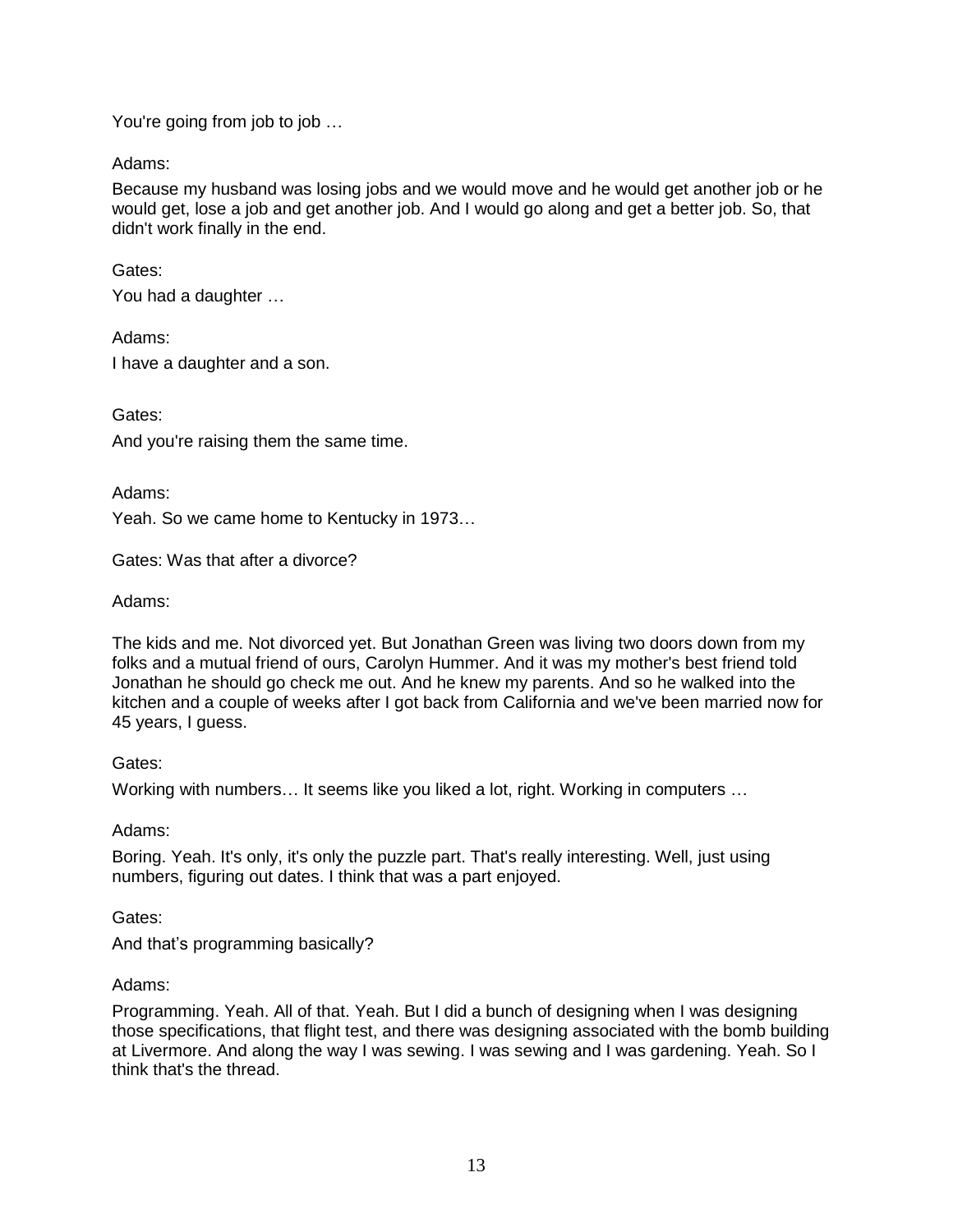You're going from job to job …

Adams:

Because my husband was losing jobs and we would move and he would get another job or he would get, lose a job and get another job. And I would go along and get a better job. So, that didn't work finally in the end.

Gates:

You had a daughter …

Adams:

I have a daughter and a son.

Gates:

And you're raising them the same time.

Adams:

Yeah. So we came home to Kentucky in 1973…

Gates: Was that after a divorce?

Adams:

The kids and me. Not divorced yet. But Jonathan Green was living two doors down from my folks and a mutual friend of ours, Carolyn Hummer. And it was my mother's best friend told Jonathan he should go check me out. And he knew my parents. And so he walked into the kitchen and a couple of weeks after I got back from California and we've been married now for 45 years, I guess.

Gates:

Working with numbers… It seems like you liked a lot, right. Working in computers …

Adams:

Boring. Yeah. It's only, it's only the puzzle part. That's really interesting. Well, just using numbers, figuring out dates. I think that was a part enjoyed.

Gates:

And that's programming basically?

Adams:

Programming. Yeah. All of that. Yeah. But I did a bunch of designing when I was designing those specifications, that flight test, and there was designing associated with the bomb building at Livermore. And along the way I was sewing. I was sewing and I was gardening. Yeah. So I think that's the thread.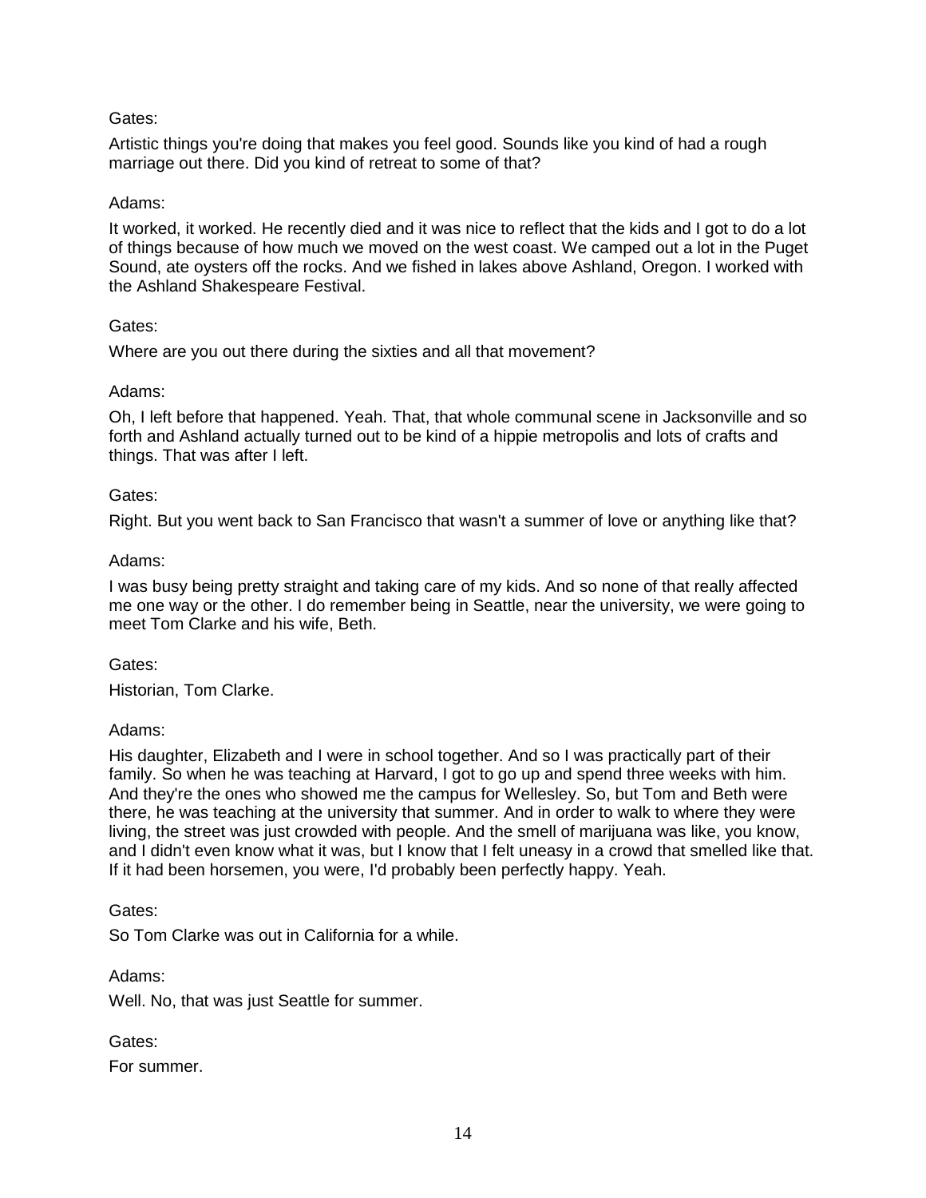Gates:

Artistic things you're doing that makes you feel good. Sounds like you kind of had a rough marriage out there. Did you kind of retreat to some of that?

Adams:

It worked, it worked. He recently died and it was nice to reflect that the kids and I got to do a lot of things because of how much we moved on the west coast. We camped out a lot in the Puget Sound, ate oysters off the rocks. And we fished in lakes above Ashland, Oregon. I worked with the Ashland Shakespeare Festival.

Gates:

Where are you out there during the sixties and all that movement?

Adams:

Oh, I left before that happened. Yeah. That, that whole communal scene in Jacksonville and so forth and Ashland actually turned out to be kind of a hippie metropolis and lots of crafts and things. That was after I left.

Gates:

Right. But you went back to San Francisco that wasn't a summer of love or anything like that?

Adams:

I was busy being pretty straight and taking care of my kids. And so none of that really affected me one way or the other. I do remember being in Seattle, near the university, we were going to meet Tom Clarke and his wife, Beth.

Gates:

Historian, Tom Clarke.

Adams:

His daughter, Elizabeth and I were in school together. And so I was practically part of their family. So when he was teaching at Harvard, I got to go up and spend three weeks with him. And they're the ones who showed me the campus for Wellesley. So, but Tom and Beth were there, he was teaching at the university that summer. And in order to walk to where they were living, the street was just crowded with people. And the smell of marijuana was like, you know, and I didn't even know what it was, but I know that I felt uneasy in a crowd that smelled like that. If it had been horsemen, you were, I'd probably been perfectly happy. Yeah.

Gates:

So Tom Clarke was out in California for a while.

Adams:

Well. No, that was just Seattle for summer.

Gates:

For summer.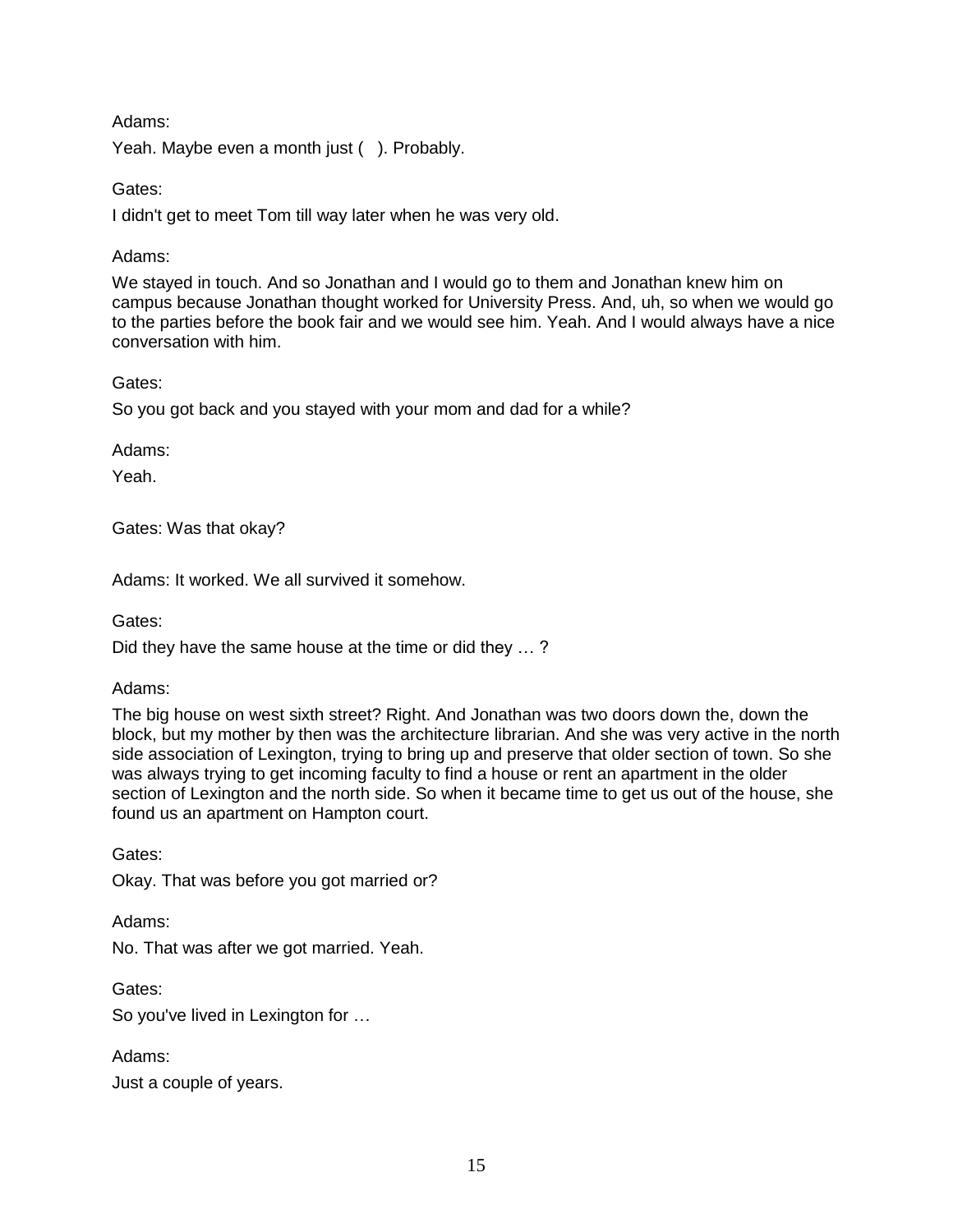Adams:

Yeah. Maybe even a month just ( ). Probably.

Gates:

I didn't get to meet Tom till way later when he was very old.

Adams:

We stayed in touch. And so Jonathan and I would go to them and Jonathan knew him on campus because Jonathan thought worked for University Press. And, uh, so when we would go to the parties before the book fair and we would see him. Yeah. And I would always have a nice conversation with him.

Gates:

So you got back and you stayed with your mom and dad for a while?

Adams:

Yeah.

Gates: Was that okay?

Adams: It worked. We all survived it somehow.

Gates:

Did they have the same house at the time or did they … ?

Adams:

The big house on west sixth street? Right. And Jonathan was two doors down the, down the block, but my mother by then was the architecture librarian. And she was very active in the north side association of Lexington, trying to bring up and preserve that older section of town. So she was always trying to get incoming faculty to find a house or rent an apartment in the older section of Lexington and the north side. So when it became time to get us out of the house, she found us an apartment on Hampton court.

Gates:

Okay. That was before you got married or?

Adams:

No. That was after we got married. Yeah.

Gates:

So you've lived in Lexington for …

Adams:

Just a couple of years.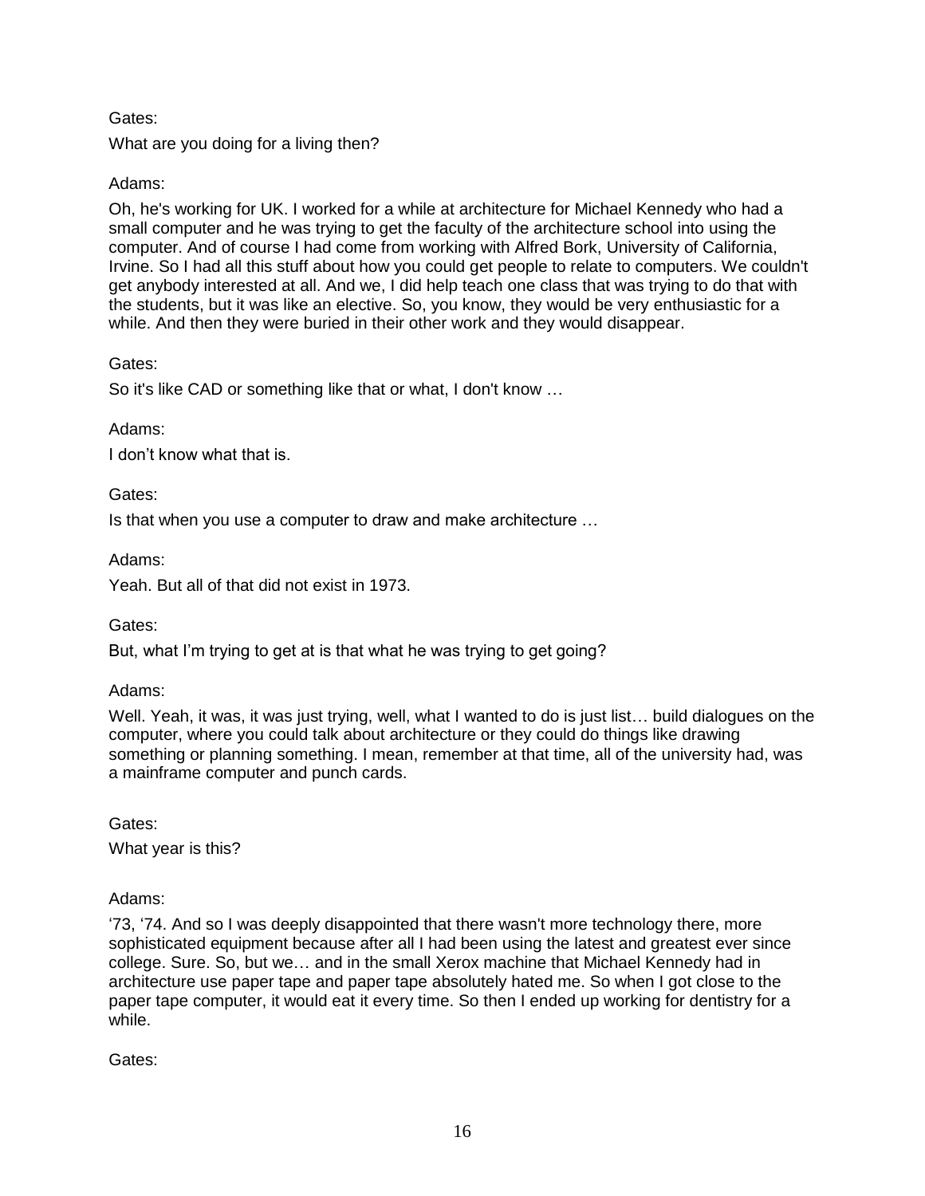Gates:

What are you doing for a living then?

Adams:

Oh, he's working for UK. I worked for a while at architecture for Michael Kennedy who had a small computer and he was trying to get the faculty of the architecture school into using the computer. And of course I had come from working with Alfred Bork, University of California, Irvine. So I had all this stuff about how you could get people to relate to computers. We couldn't get anybody interested at all. And we, I did help teach one class that was trying to do that with the students, but it was like an elective. So, you know, they would be very enthusiastic for a while. And then they were buried in their other work and they would disappear.

Gates:

So it's like CAD or something like that or what, I don't know …

Adams:

I don't know what that is.

Gates:

Is that when you use a computer to draw and make architecture …

Adams:

Yeah. But all of that did not exist in 1973.

Gates:

But, what I'm trying to get at is that what he was trying to get going?

Adams:

Well. Yeah, it was, it was just trying, well, what I wanted to do is just list… build dialogues on the computer, where you could talk about architecture or they could do things like drawing something or planning something. I mean, remember at that time, all of the university had, was a mainframe computer and punch cards.

Gates:

What year is this?

Adams:

'73, '74. And so I was deeply disappointed that there wasn't more technology there, more sophisticated equipment because after all I had been using the latest and greatest ever since college. Sure. So, but we… and in the small Xerox machine that Michael Kennedy had in architecture use paper tape and paper tape absolutely hated me. So when I got close to the paper tape computer, it would eat it every time. So then I ended up working for dentistry for a while.

Gates: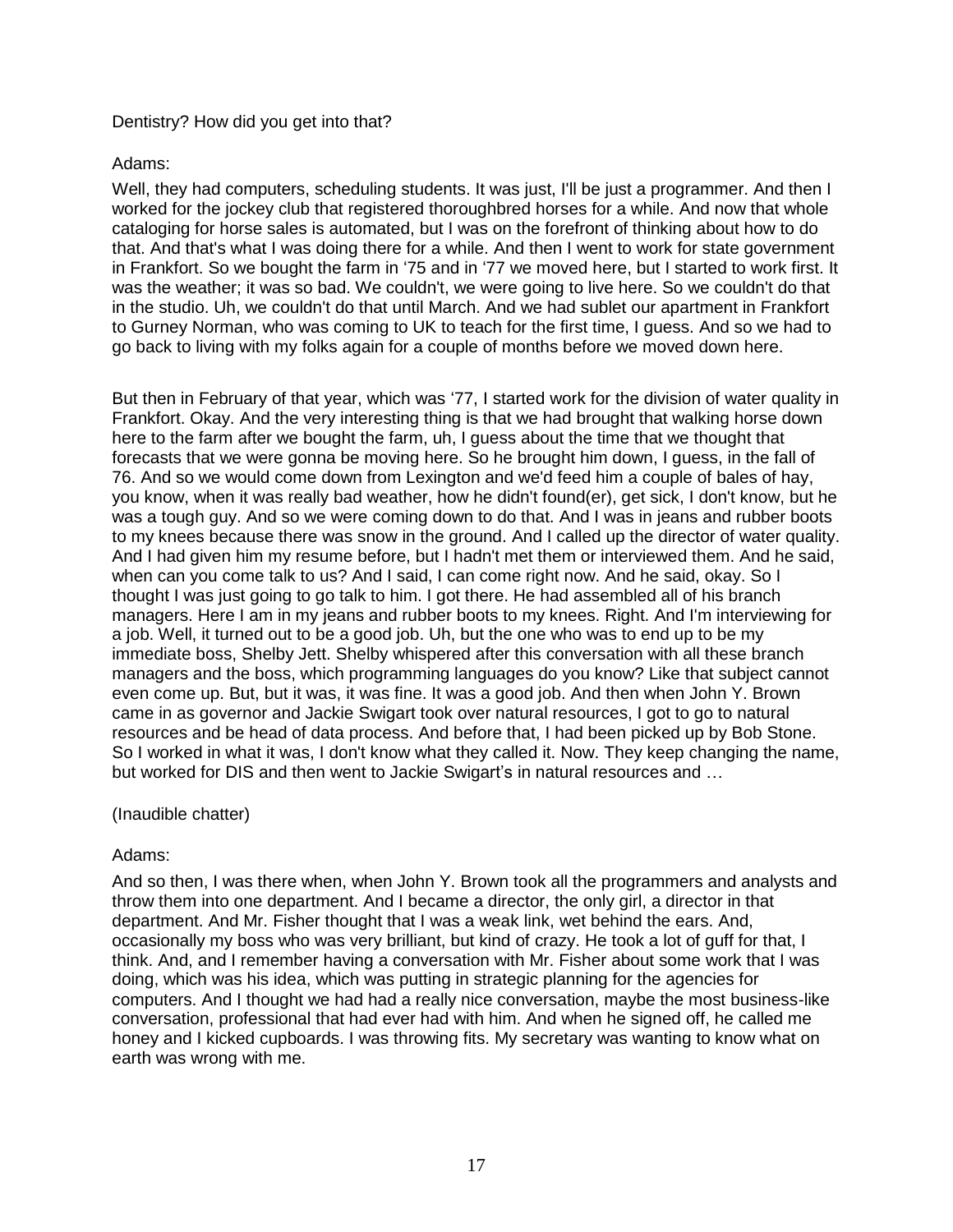Dentistry? How did you get into that?

Adams:

Well, they had computers, scheduling students. It was just, I'll be just a programmer. And then I worked for the jockey club that registered thoroughbred horses for a while. And now that whole cataloging for horse sales is automated, but I was on the forefront of thinking about how to do that. And that's what I was doing there for a while. And then I went to work for state government in Frankfort. So we bought the farm in '75 and in '77 we moved here, but I started to work first. It was the weather; it was so bad. We couldn't, we were going to live here. So we couldn't do that in the studio. Uh, we couldn't do that until March. And we had sublet our apartment in Frankfort to Gurney Norman, who was coming to UK to teach for the first time, I guess. And so we had to go back to living with my folks again for a couple of months before we moved down here.

But then in February of that year, which was '77, I started work for the division of water quality in Frankfort. Okay. And the very interesting thing is that we had brought that walking horse down here to the farm after we bought the farm, uh, I guess about the time that we thought that forecasts that we were gonna be moving here. So he brought him down, I guess, in the fall of 76. And so we would come down from Lexington and we'd feed him a couple of bales of hay, you know, when it was really bad weather, how he didn't found(er), get sick, I don't know, but he was a tough guy. And so we were coming down to do that. And I was in jeans and rubber boots to my knees because there was snow in the ground. And I called up the director of water quality. And I had given him my resume before, but I hadn't met them or interviewed them. And he said, when can you come talk to us? And I said, I can come right now. And he said, okay. So I thought I was just going to go talk to him. I got there. He had assembled all of his branch managers. Here I am in my jeans and rubber boots to my knees. Right. And I'm interviewing for a job. Well, it turned out to be a good job. Uh, but the one who was to end up to be my immediate boss, Shelby Jett. Shelby whispered after this conversation with all these branch managers and the boss, which programming languages do you know? Like that subject cannot even come up. But, but it was, it was fine. It was a good job. And then when John Y. Brown came in as governor and Jackie Swigart took over natural resources, I got to go to natural resources and be head of data process. And before that, I had been picked up by Bob Stone. So I worked in what it was, I don't know what they called it. Now. They keep changing the name, but worked for DIS and then went to Jackie Swigart's in natural resources and …

(Inaudible chatter)

Adams:

And so then, I was there when, when John Y. Brown took all the programmers and analysts and throw them into one department. And I became a director, the only girl, a director in that department. And Mr. Fisher thought that I was a weak link, wet behind the ears. And, occasionally my boss who was very brilliant, but kind of crazy. He took a lot of guff for that, I think. And, and I remember having a conversation with Mr. Fisher about some work that I was doing, which was his idea, which was putting in strategic planning for the agencies for computers. And I thought we had had a really nice conversation, maybe the most business-like conversation, professional that had ever had with him. And when he signed off, he called me honey and I kicked cupboards. I was throwing fits. My secretary was wanting to know what on earth was wrong with me.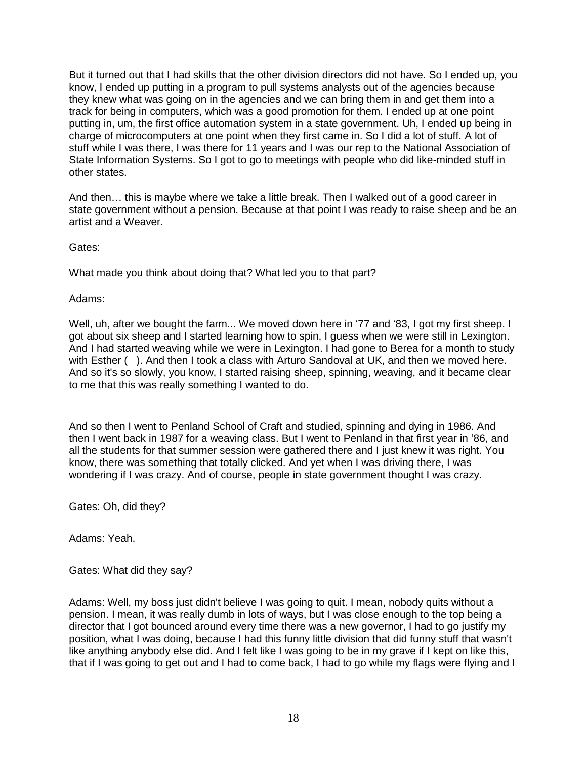But it turned out that I had skills that the other division directors did not have. So I ended up, you know, I ended up putting in a program to pull systems analysts out of the agencies because they knew what was going on in the agencies and we can bring them in and get them into a track for being in computers, which was a good promotion for them. I ended up at one point putting in, um, the first office automation system in a state government. Uh, I ended up being in charge of microcomputers at one point when they first came in. So I did a lot of stuff. A lot of stuff while I was there, I was there for 11 years and I was our rep to the National Association of State Information Systems. So I got to go to meetings with people who did like-minded stuff in other states.

And then… this is maybe where we take a little break. Then I walked out of a good career in state government without a pension. Because at that point I was ready to raise sheep and be an artist and a Weaver.

Gates:

What made you think about doing that? What led you to that part?

Adams:

Well, uh, after we bought the farm... We moved down here in '77 and '83, I got my first sheep. I got about six sheep and I started learning how to spin, I guess when we were still in Lexington. And I had started weaving while we were in Lexington. I had gone to Berea for a month to study with Esther ( ). And then I took a class with Arturo Sandoval at UK, and then we moved here. And so it's so slowly, you know, I started raising sheep, spinning, weaving, and it became clear to me that this was really something I wanted to do.

And so then I went to Penland School of Craft and studied, spinning and dying in 1986. And then I went back in 1987 for a weaving class. But I went to Penland in that first year in '86, and all the students for that summer session were gathered there and I just knew it was right. You know, there was something that totally clicked. And yet when I was driving there, I was wondering if I was crazy. And of course, people in state government thought I was crazy.

Gates: Oh, did they?

Adams: Yeah.

Gates: What did they say?

Adams: Well, my boss just didn't believe I was going to quit. I mean, nobody quits without a pension. I mean, it was really dumb in lots of ways, but I was close enough to the top being a director that I got bounced around every time there was a new governor, I had to go justify my position, what I was doing, because I had this funny little division that did funny stuff that wasn't like anything anybody else did. And I felt like I was going to be in my grave if I kept on like this, that if I was going to get out and I had to come back, I had to go while my flags were flying and I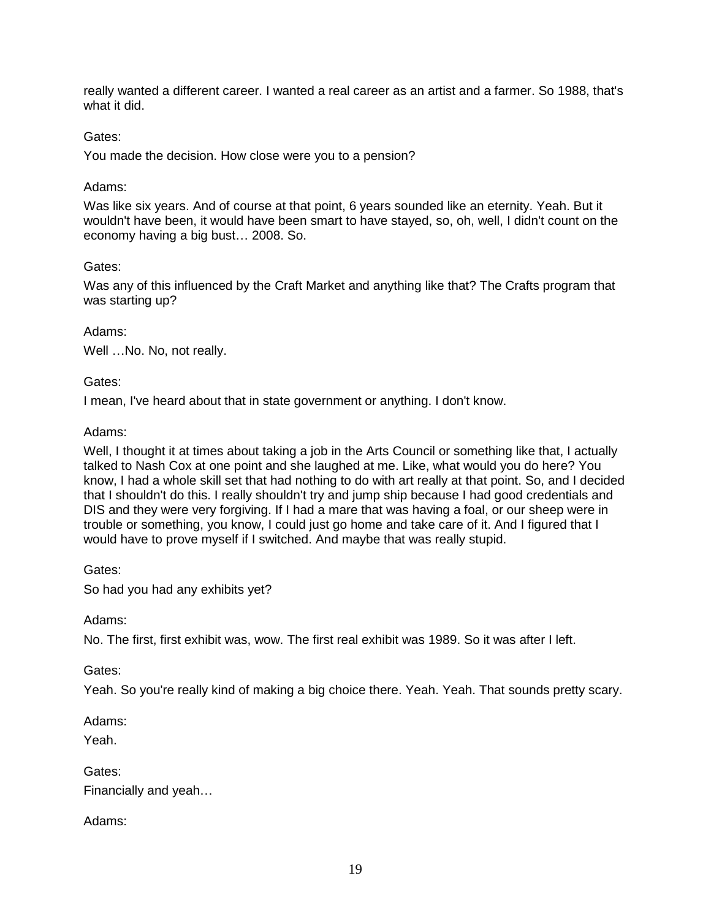really wanted a different career. I wanted a real career as an artist and a farmer. So 1988, that's what it did.

Gates:

You made the decision. How close were you to a pension?

Adams:

Was like six years. And of course at that point, 6 years sounded like an eternity. Yeah. But it wouldn't have been, it would have been smart to have stayed, so, oh, well, I didn't count on the economy having a big bust… 2008. So.

Gates:

Was any of this influenced by the Craft Market and anything like that? The Crafts program that was starting up?

Adams:

Well …No. No, not really.

Gates:

I mean, I've heard about that in state government or anything. I don't know.

Adams:

Well, I thought it at times about taking a job in the Arts Council or something like that, I actually talked to Nash Cox at one point and she laughed at me. Like, what would you do here? You know, I had a whole skill set that had nothing to do with art really at that point. So, and I decided that I shouldn't do this. I really shouldn't try and jump ship because I had good credentials and DIS and they were very forgiving. If I had a mare that was having a foal, or our sheep were in trouble or something, you know, I could just go home and take care of it. And I figured that I would have to prove myself if I switched. And maybe that was really stupid.

Gates:

So had you had any exhibits yet?

Adams:

No. The first, first exhibit was, wow. The first real exhibit was 1989. So it was after I left.

Gates:

Yeah. So you're really kind of making a big choice there. Yeah. Yeah. That sounds pretty scary.

Adams:

Yeah.

Gates:

Financially and yeah…

Adams: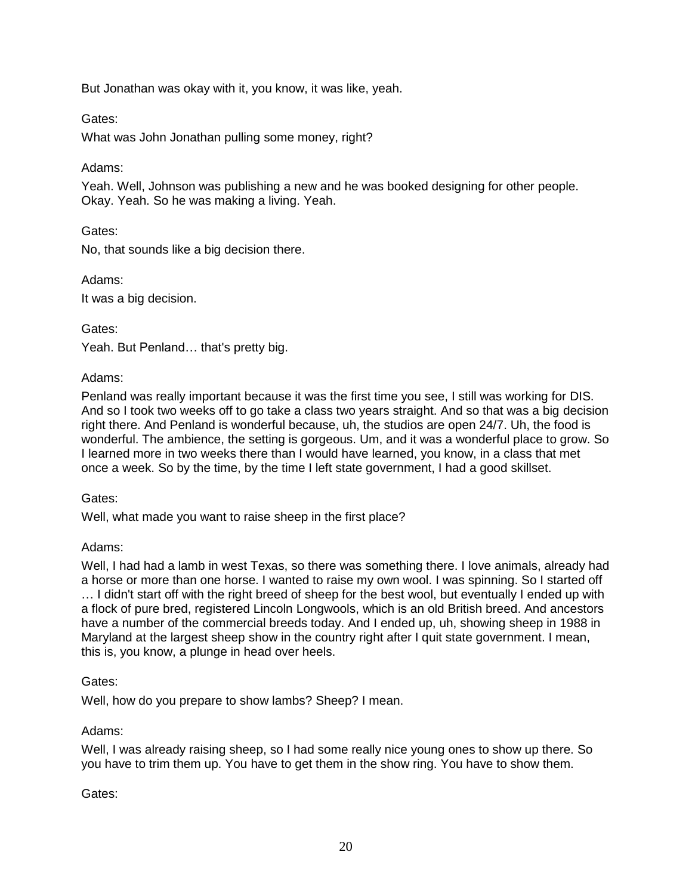But Jonathan was okay with it, you know, it was like, yeah.

Gates:

What was John Jonathan pulling some money, right?

Adams:

Yeah. Well, Johnson was publishing a new and he was booked designing for other people. Okay. Yeah. So he was making a living. Yeah.

Gates:

No, that sounds like a big decision there.

Adams:

It was a big decision.

Gates:

Yeah. But Penland… that's pretty big.

Adams:

Penland was really important because it was the first time you see, I still was working for DIS. And so I took two weeks off to go take a class two years straight. And so that was a big decision right there. And Penland is wonderful because, uh, the studios are open 24/7. Uh, the food is wonderful. The ambience, the setting is gorgeous. Um, and it was a wonderful place to grow. So I learned more in two weeks there than I would have learned, you know, in a class that met once a week. So by the time, by the time I left state government, I had a good skillset.

Gates:

Well, what made you want to raise sheep in the first place?

Adams:

Well, I had had a lamb in west Texas, so there was something there. I love animals, already had a horse or more than one horse. I wanted to raise my own wool. I was spinning. So I started off … I didn't start off with the right breed of sheep for the best wool, but eventually I ended up with a flock of pure bred, registered Lincoln Longwools, which is an old British breed. And ancestors have a number of the commercial breeds today. And I ended up, uh, showing sheep in 1988 in Maryland at the largest sheep show in the country right after I quit state government. I mean, this is, you know, a plunge in head over heels.

Gates:

Well, how do you prepare to show lambs? Sheep? I mean.

Adams:

Well, I was already raising sheep, so I had some really nice young ones to show up there. So you have to trim them up. You have to get them in the show ring. You have to show them.

Gates: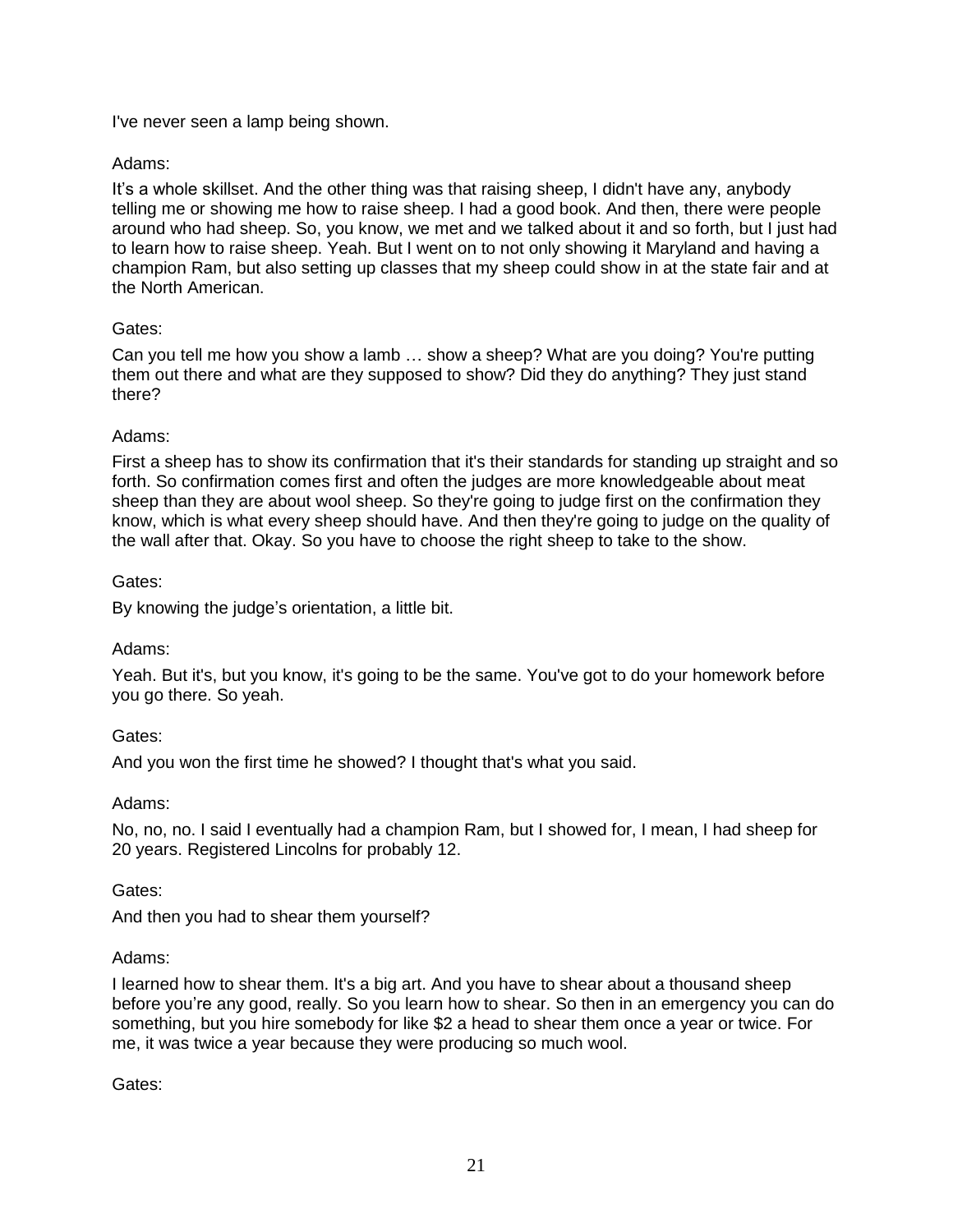I've never seen a lamp being shown.

Adams:

It's a whole skillset. And the other thing was that raising sheep, I didn't have any, anybody telling me or showing me how to raise sheep. I had a good book. And then, there were people around who had sheep. So, you know, we met and we talked about it and so forth, but I just had to learn how to raise sheep. Yeah. But I went on to not only showing it Maryland and having a champion Ram, but also setting up classes that my sheep could show in at the state fair and at the North American.

Gates:

Can you tell me how you show a lamb … show a sheep? What are you doing? You're putting them out there and what are they supposed to show? Did they do anything? They just stand there?

Adams:

First a sheep has to show its confirmation that it's their standards for standing up straight and so forth. So confirmation comes first and often the judges are more knowledgeable about meat sheep than they are about wool sheep. So they're going to judge first on the confirmation they know, which is what every sheep should have. And then they're going to judge on the quality of the wall after that. Okay. So you have to choose the right sheep to take to the show.

Gates:

By knowing the judge's orientation, a little bit.

Adams:

Yeah. But it's, but you know, it's going to be the same. You've got to do your homework before you go there. So yeah.

Gates:

And you won the first time he showed? I thought that's what you said.

Adams:

No, no, no. I said I eventually had a champion Ram, but I showed for, I mean, I had sheep for 20 years. Registered Lincolns for probably 12.

Gates:

And then you had to shear them yourself?

Adams:

I learned how to shear them. It's a big art. And you have to shear about a thousand sheep before you're any good, really. So you learn how to shear. So then in an emergency you can do something, but you hire somebody for like $2 a head to shear them once a year or twice. For me, it was twice a year because they were producing so much wool.

Gates: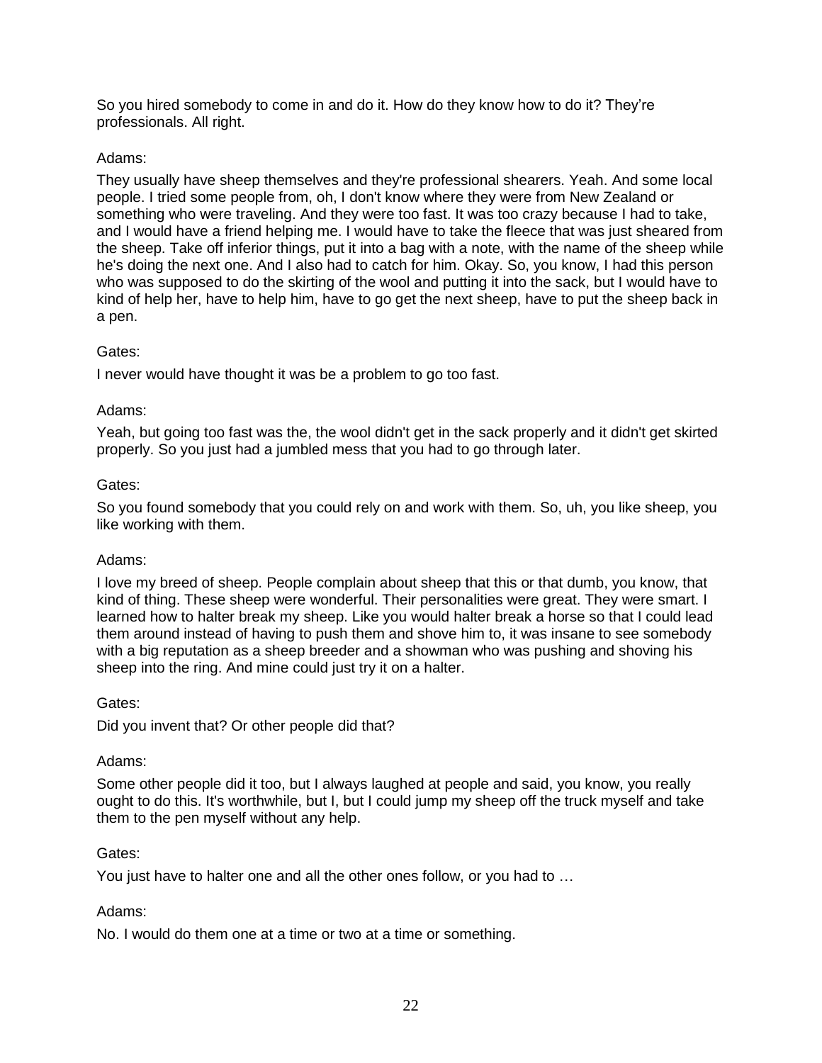So you hired somebody to come in and do it. How do they know how to do it? They're professionals. All right.

Adams:

They usually have sheep themselves and they're professional shearers. Yeah. And some local people. I tried some people from, oh, I don't know where they were from New Zealand or something who were traveling. And they were too fast. It was too crazy because I had to take, and I would have a friend helping me. I would have to take the fleece that was just sheared from the sheep. Take off inferior things, put it into a bag with a note, with the name of the sheep while he's doing the next one. And I also had to catch for him. Okay. So, you know, I had this person who was supposed to do the skirting of the wool and putting it into the sack, but I would have to kind of help her, have to help him, have to go get the next sheep, have to put the sheep back in a pen.

Gates:

I never would have thought it was be a problem to go too fast.

Adams:

Yeah, but going too fast was the, the wool didn't get in the sack properly and it didn't get skirted properly. So you just had a jumbled mess that you had to go through later.

Gates:

So you found somebody that you could rely on and work with them. So, uh, you like sheep, you like working with them.

Adams:

I love my breed of sheep. People complain about sheep that this or that dumb, you know, that kind of thing. These sheep were wonderful. Their personalities were great. They were smart. I learned how to halter break my sheep. Like you would halter break a horse so that I could lead them around instead of having to push them and shove him to, it was insane to see somebody with a big reputation as a sheep breeder and a showman who was pushing and shoving his sheep into the ring. And mine could just try it on a halter.

Gates:

Did you invent that? Or other people did that?

Adams:

Some other people did it too, but I always laughed at people and said, you know, you really ought to do this. It's worthwhile, but I, but I could jump my sheep off the truck myself and take them to the pen myself without any help.

Gates:

You just have to halter one and all the other ones follow, or you had to …

Adams:

No. I would do them one at a time or two at a time or something.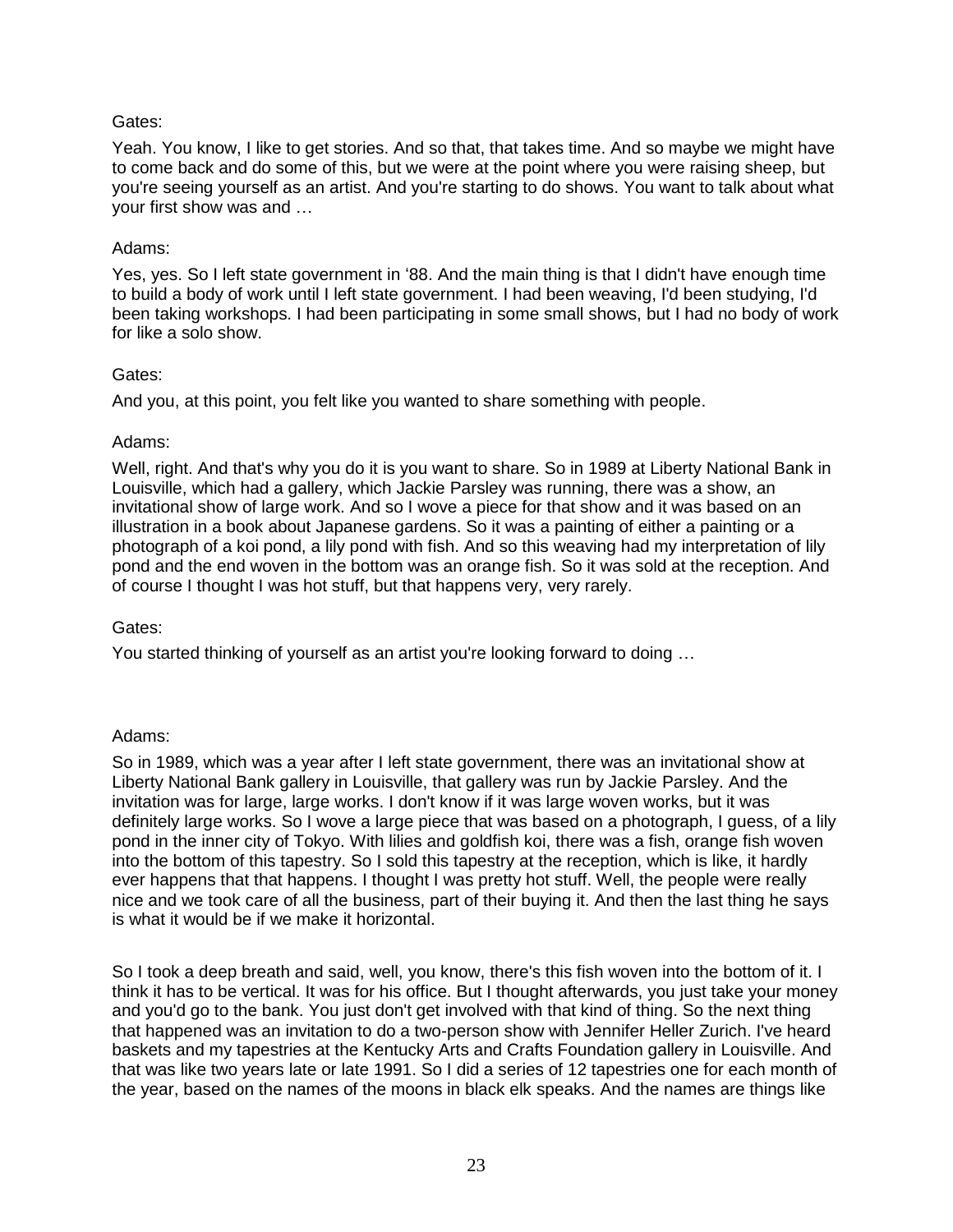Gates:

Yeah. You know, I like to get stories. And so that, that takes time. And so maybe we might have to come back and do some of this, but we were at the point where you were raising sheep, but you're seeing yourself as an artist. And you're starting to do shows. You want to talk about what your first show was and …

Adams:

Yes, yes. So I left state government in '88. And the main thing is that I didn't have enough time to build a body of work until I left state government. I had been weaving, I'd been studying, I'd been taking workshops. I had been participating in some small shows, but I had no body of work for like a solo show.

Gates:

And you, at this point, you felt like you wanted to share something with people.

Adams:

Well, right. And that's why you do it is you want to share. So in 1989 at Liberty National Bank in Louisville, which had a gallery, which Jackie Parsley was running, there was a show, an invitational show of large work. And so I wove a piece for that show and it was based on an illustration in a book about Japanese gardens. So it was a painting of either a painting or a photograph of a koi pond, a lily pond with fish. And so this weaving had my interpretation of lily pond and the end woven in the bottom was an orange fish. So it was sold at the reception. And of course I thought I was hot stuff, but that happens very, very rarely.

Gates:

You started thinking of yourself as an artist you're looking forward to doing …

Adams:

So in 1989, which was a year after I left state government, there was an invitational show at Liberty National Bank gallery in Louisville, that gallery was run by Jackie Parsley. And the invitation was for large, large works. I don't know if it was large woven works, but it was definitely large works. So I wove a large piece that was based on a photograph, I guess, of a lily pond in the inner city of Tokyo. With lilies and goldfish koi, there was a fish, orange fish woven into the bottom of this tapestry. So I sold this tapestry at the reception, which is like, it hardly ever happens that that happens. I thought I was pretty hot stuff. Well, the people were really nice and we took care of all the business, part of their buying it. And then the last thing he says is what it would be if we make it horizontal.

So I took a deep breath and said, well, you know, there's this fish woven into the bottom of it. I think it has to be vertical. It was for his office. But I thought afterwards, you just take your money and you'd go to the bank. You just don't get involved with that kind of thing. So the next thing that happened was an invitation to do a two-person show with Jennifer Heller Zurich. I've heard baskets and my tapestries at the Kentucky Arts and Crafts Foundation gallery in Louisville. And that was like two years late or late 1991. So I did a series of 12 tapestries one for each month of the year, based on the names of the moons in black elk speaks. And the names are things like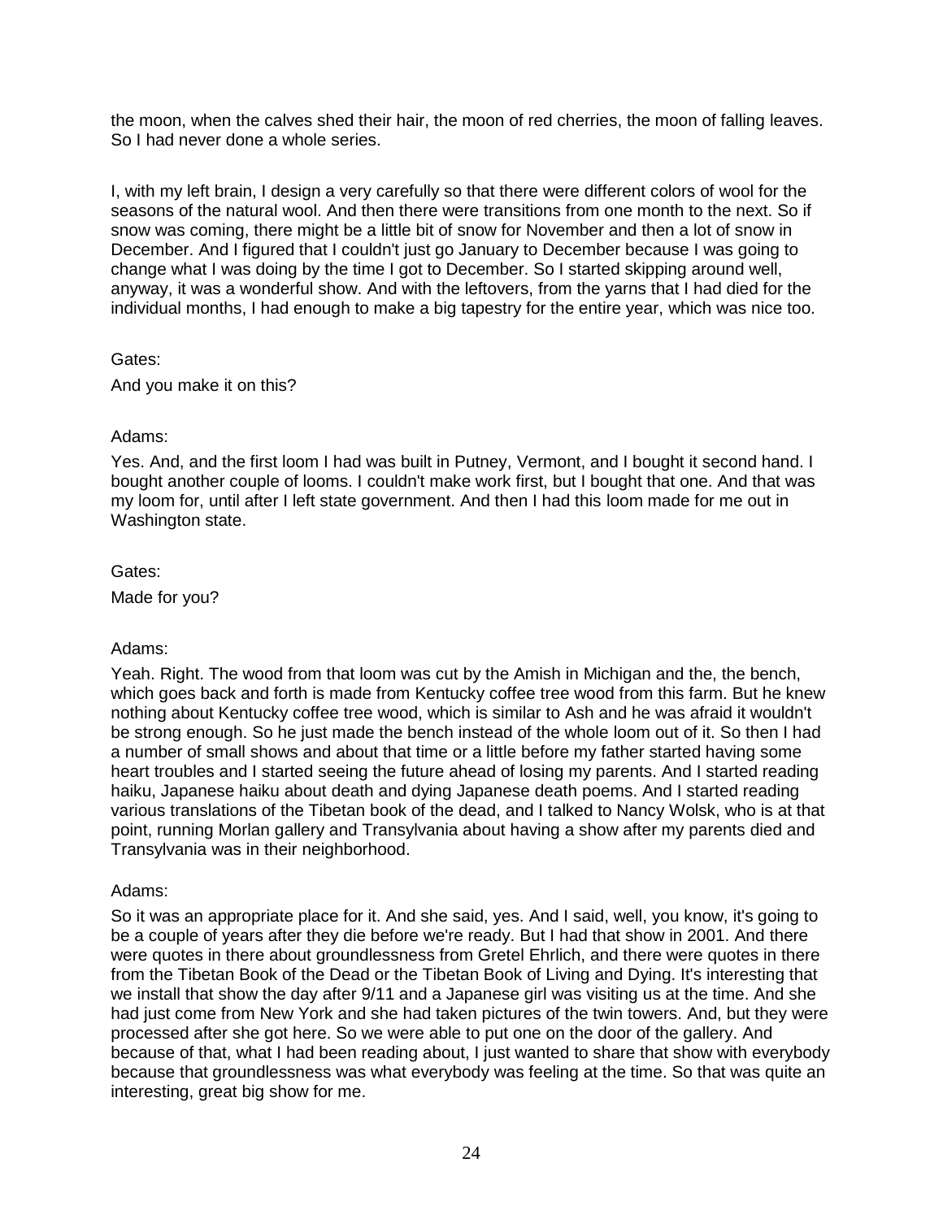the moon, when the calves shed their hair, the moon of red cherries, the moon of falling leaves. So I had never done a whole series.

I, with my left brain, I design a very carefully so that there were different colors of wool for the seasons of the natural wool. And then there were transitions from one month to the next. So if snow was coming, there might be a little bit of snow for November and then a lot of snow in December. And I figured that I couldn't just go January to December because I was going to change what I was doing by the time I got to December. So I started skipping around well, anyway, it was a wonderful show. And with the leftovers, from the yarns that I had died for the individual months, I had enough to make a big tapestry for the entire year, which was nice too.

Gates:

And you make it on this?

Adams:

Yes. And, and the first loom I had was built in Putney, Vermont, and I bought it second hand. I bought another couple of looms. I couldn't make work first, but I bought that one. And that was my loom for, until after I left state government. And then I had this loom made for me out in Washington state.

Gates:

Made for you?

Adams:

Yeah. Right. The wood from that loom was cut by the Amish in Michigan and the, the bench, which goes back and forth is made from Kentucky coffee tree wood from this farm. But he knew nothing about Kentucky coffee tree wood, which is similar to Ash and he was afraid it wouldn't be strong enough. So he just made the bench instead of the whole loom out of it. So then I had a number of small shows and about that time or a little before my father started having some heart troubles and I started seeing the future ahead of losing my parents. And I started reading haiku, Japanese haiku about death and dying Japanese death poems. And I started reading various translations of the Tibetan book of the dead, and I talked to Nancy Wolsk, who is at that point, running Morlan gallery and Transylvania about having a show after my parents died and Transylvania was in their neighborhood.

Adams:

So it was an appropriate place for it. And she said, yes. And I said, well, you know, it's going to be a couple of years after they die before we're ready. But I had that show in 2001. And there were quotes in there about groundlessness from Gretel Ehrlich, and there were quotes in there from the Tibetan Book of the Dead or the Tibetan Book of Living and Dying. It's interesting that we install that show the day after 9/11 and a Japanese girl was visiting us at the time. And she had just come from New York and she had taken pictures of the twin towers. And, but they were processed after she got here. So we were able to put one on the door of the gallery. And because of that, what I had been reading about, I just wanted to share that show with everybody because that groundlessness was what everybody was feeling at the time. So that was quite an interesting, great big show for me.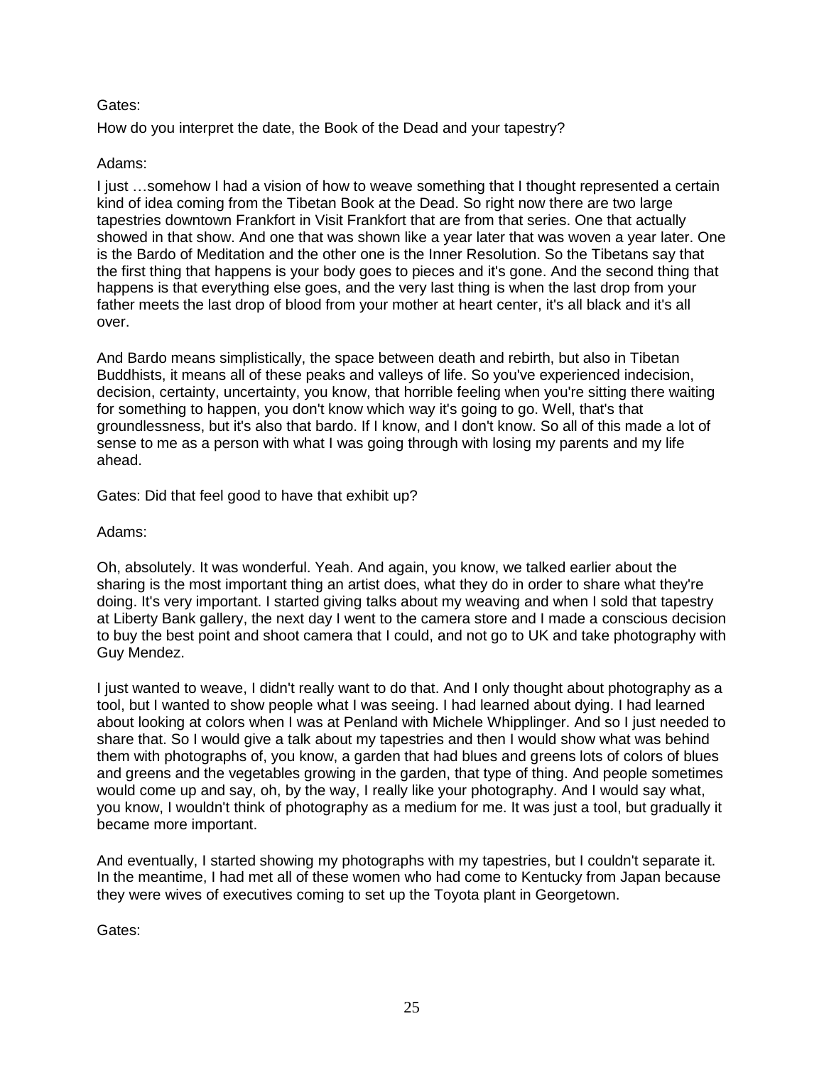Gates:

How do you interpret the date, the Book of the Dead and your tapestry?

Adams:

I just …somehow I had a vision of how to weave something that I thought represented a certain kind of idea coming from the Tibetan Book at the Dead. So right now there are two large tapestries downtown Frankfort in Visit Frankfort that are from that series. One that actually showed in that show. And one that was shown like a year later that was woven a year later. One is the Bardo of Meditation and the other one is the Inner Resolution. So the Tibetans say that the first thing that happens is your body goes to pieces and it's gone. And the second thing that happens is that everything else goes, and the very last thing is when the last drop from your father meets the last drop of blood from your mother at heart center, it's all black and it's all over.

And Bardo means simplistically, the space between death and rebirth, but also in Tibetan Buddhists, it means all of these peaks and valleys of life. So you've experienced indecision, decision, certainty, uncertainty, you know, that horrible feeling when you're sitting there waiting for something to happen, you don't know which way it's going to go. Well, that's that groundlessness, but it's also that bardo. If I know, and I don't know. So all of this made a lot of sense to me as a person with what I was going through with losing my parents and my life ahead.

Gates: Did that feel good to have that exhibit up?

Adams:

Oh, absolutely. It was wonderful. Yeah. And again, you know, we talked earlier about the sharing is the most important thing an artist does, what they do in order to share what they're doing. It's very important. I started giving talks about my weaving and when I sold that tapestry at Liberty Bank gallery, the next day I went to the camera store and I made a conscious decision to buy the best point and shoot camera that I could, and not go to UK and take photography with Guy Mendez.

I just wanted to weave, I didn't really want to do that. And I only thought about photography as a tool, but I wanted to show people what I was seeing. I had learned about dying. I had learned about looking at colors when I was at Penland with Michele Whipplinger. And so I just needed to share that. So I would give a talk about my tapestries and then I would show what was behind them with photographs of, you know, a garden that had blues and greens lots of colors of blues and greens and the vegetables growing in the garden, that type of thing. And people sometimes would come up and say, oh, by the way, I really like your photography. And I would say what, you know, I wouldn't think of photography as a medium for me. It was just a tool, but gradually it became more important.

And eventually, I started showing my photographs with my tapestries, but I couldn't separate it. In the meantime, I had met all of these women who had come to Kentucky from Japan because they were wives of executives coming to set up the Toyota plant in Georgetown.

Gates: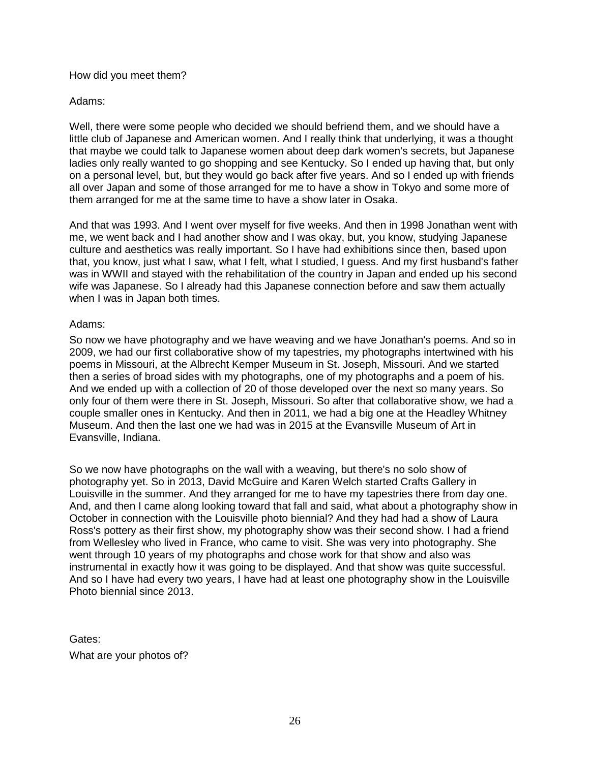How did you meet them?

Adams:

Well, there were some people who decided we should befriend them, and we should have a little club of Japanese and American women. And I really think that underlying, it was a thought that maybe we could talk to Japanese women about deep dark women's secrets, but Japanese ladies only really wanted to go shopping and see Kentucky. So I ended up having that, but only on a personal level, but, but they would go back after five years. And so I ended up with friends all over Japan and some of those arranged for me to have a show in Tokyo and some more of them arranged for me at the same time to have a show later in Osaka.

And that was 1993. And I went over myself for five weeks. And then in 1998 Jonathan went with me, we went back and I had another show and I was okay, but, you know, studying Japanese culture and aesthetics was really important. So I have had exhibitions since then, based upon that, you know, just what I saw, what I felt, what I studied, I guess. And my first husband's father was in WWII and stayed with the rehabilitation of the country in Japan and ended up his second wife was Japanese. So I already had this Japanese connection before and saw them actually when I was in Japan both times.

Adams:

So now we have photography and we have weaving and we have Jonathan's poems. And so in 2009, we had our first collaborative show of my tapestries, my photographs intertwined with his poems in Missouri, at the Albrecht Kemper Museum in St. Joseph, Missouri. And we started then a series of broad sides with my photographs, one of my photographs and a poem of his. And we ended up with a collection of 20 of those developed over the next so many years. So only four of them were there in St. Joseph, Missouri. So after that collaborative show, we had a couple smaller ones in Kentucky. And then in 2011, we had a big one at the Headley Whitney Museum. And then the last one we had was in 2015 at the Evansville Museum of Art in Evansville, Indiana.

So we now have photographs on the wall with a weaving, but there's no solo show of photography yet. So in 2013, David McGuire and Karen Welch started Crafts Gallery in Louisville in the summer. And they arranged for me to have my tapestries there from day one. And, and then I came along looking toward that fall and said, what about a photography show in October in connection with the Louisville photo biennial? And they had had a show of Laura Ross's pottery as their first show, my photography show was their second show. I had a friend from Wellesley who lived in France, who came to visit. She was very into photography. She went through 10 years of my photographs and chose work for that show and also was instrumental in exactly how it was going to be displayed. And that show was quite successful. And so I have had every two years, I have had at least one photography show in the Louisville Photo biennial since 2013.

Gates:

What are your photos of?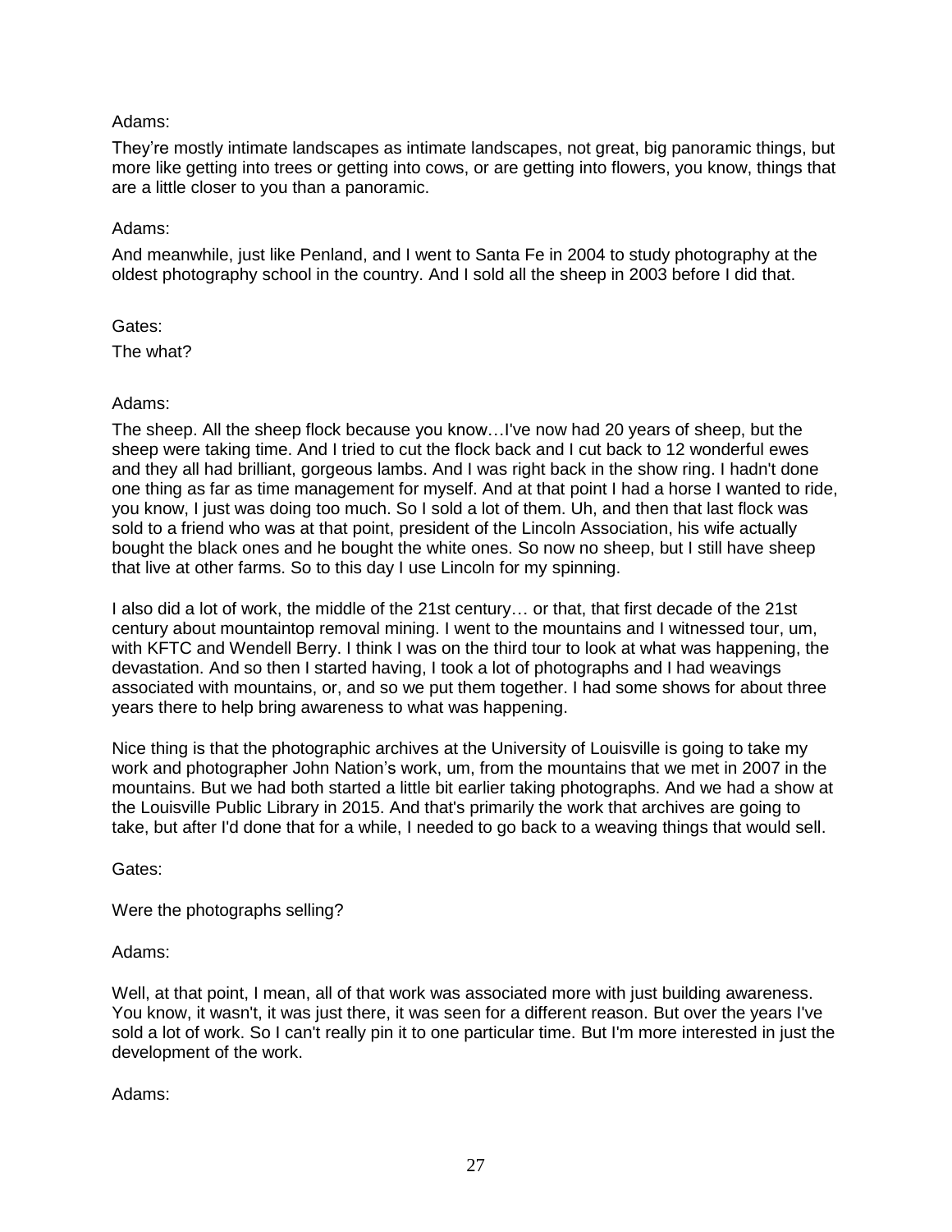Adams:

They're mostly intimate landscapes as intimate landscapes, not great, big panoramic things, but more like getting into trees or getting into cows, or are getting into flowers, you know, things that are a little closer to you than a panoramic.

Adams:

And meanwhile, just like Penland, and I went to Santa Fe in 2004 to study photography at the oldest photography school in the country. And I sold all the sheep in 2003 before I did that.

Gates:

The what?

Adams:

The sheep. All the sheep flock because you know…I've now had 20 years of sheep, but the sheep were taking time. And I tried to cut the flock back and I cut back to 12 wonderful ewes and they all had brilliant, gorgeous lambs. And I was right back in the show ring. I hadn't done one thing as far as time management for myself. And at that point I had a horse I wanted to ride, you know, I just was doing too much. So I sold a lot of them. Uh, and then that last flock was sold to a friend who was at that point, president of the Lincoln Association, his wife actually bought the black ones and he bought the white ones. So now no sheep, but I still have sheep that live at other farms. So to this day I use Lincoln for my spinning.

I also did a lot of work, the middle of the 21st century… or that, that first decade of the 21st century about mountaintop removal mining. I went to the mountains and I witnessed tour, um, with KFTC and Wendell Berry. I think I was on the third tour to look at what was happening, the devastation. And so then I started having, I took a lot of photographs and I had weavings associated with mountains, or, and so we put them together. I had some shows for about three years there to help bring awareness to what was happening.

Nice thing is that the photographic archives at the University of Louisville is going to take my work and photographer John Nation's work, um, from the mountains that we met in 2007 in the mountains. But we had both started a little bit earlier taking photographs. And we had a show at the Louisville Public Library in 2015. And that's primarily the work that archives are going to take, but after I'd done that for a while, I needed to go back to a weaving things that would sell.

Gates:

Were the photographs selling?

Adams:

Well, at that point, I mean, all of that work was associated more with just building awareness. You know, it wasn't, it was just there, it was seen for a different reason. But over the years I've sold a lot of work. So I can't really pin it to one particular time. But I'm more interested in just the development of the work.

Adams: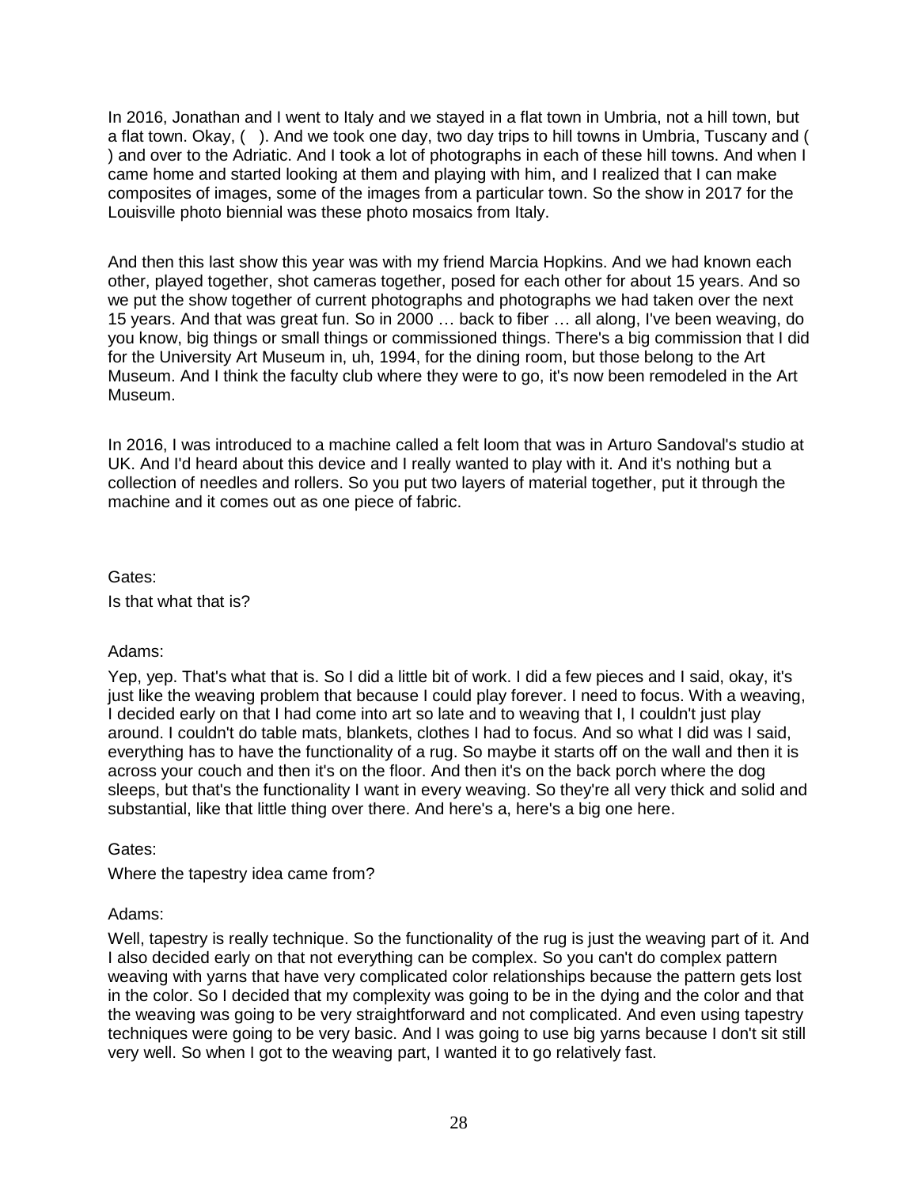In 2016, Jonathan and I went to Italy and we stayed in a flat town in Umbria, not a hill town, but a flat town. Okay, ( ). And we took one day, two day trips to hill towns in Umbria, Tuscany and ( ) and over to the Adriatic. And I took a lot of photographs in each of these hill towns. And when I came home and started looking at them and playing with him, and I realized that I can make composites of images, some of the images from a particular town. So the show in 2017 for the Louisville photo biennial was these photo mosaics from Italy.

And then this last show this year was with my friend Marcia Hopkins. And we had known each other, played together, shot cameras together, posed for each other for about 15 years. And so we put the show together of current photographs and photographs we had taken over the next 15 years. And that was great fun. So in 2000 … back to fiber … all along, I've been weaving, do you know, big things or small things or commissioned things. There's a big commission that I did for the University Art Museum in, uh, 1994, for the dining room, but those belong to the Art Museum. And I think the faculty club where they were to go, it's now been remodeled in the Art Museum.

In 2016, I was introduced to a machine called a felt loom that was in Arturo Sandoval's studio at UK. And I'd heard about this device and I really wanted to play with it. And it's nothing but a collection of needles and rollers. So you put two layers of material together, put it through the machine and it comes out as one piece of fabric.

Gates:

Is that what that is?

Adams:

Yep, yep. That's what that is. So I did a little bit of work. I did a few pieces and I said, okay, it's just like the weaving problem that because I could play forever. I need to focus. With a weaving, I decided early on that I had come into art so late and to weaving that I, I couldn't just play around. I couldn't do table mats, blankets, clothes I had to focus. And so what I did was I said, everything has to have the functionality of a rug. So maybe it starts off on the wall and then it is across your couch and then it's on the floor. And then it's on the back porch where the dog sleeps, but that's the functionality I want in every weaving. So they're all very thick and solid and substantial, like that little thing over there. And here's a, here's a big one here.

Gates:

Where the tapestry idea came from?

Adams:

Well, tapestry is really technique. So the functionality of the rug is just the weaving part of it. And I also decided early on that not everything can be complex. So you can't do complex pattern weaving with yarns that have very complicated color relationships because the pattern gets lost in the color. So I decided that my complexity was going to be in the dying and the color and that the weaving was going to be very straightforward and not complicated. And even using tapestry techniques were going to be very basic. And I was going to use big yarns because I don't sit still very well. So when I got to the weaving part, I wanted it to go relatively fast.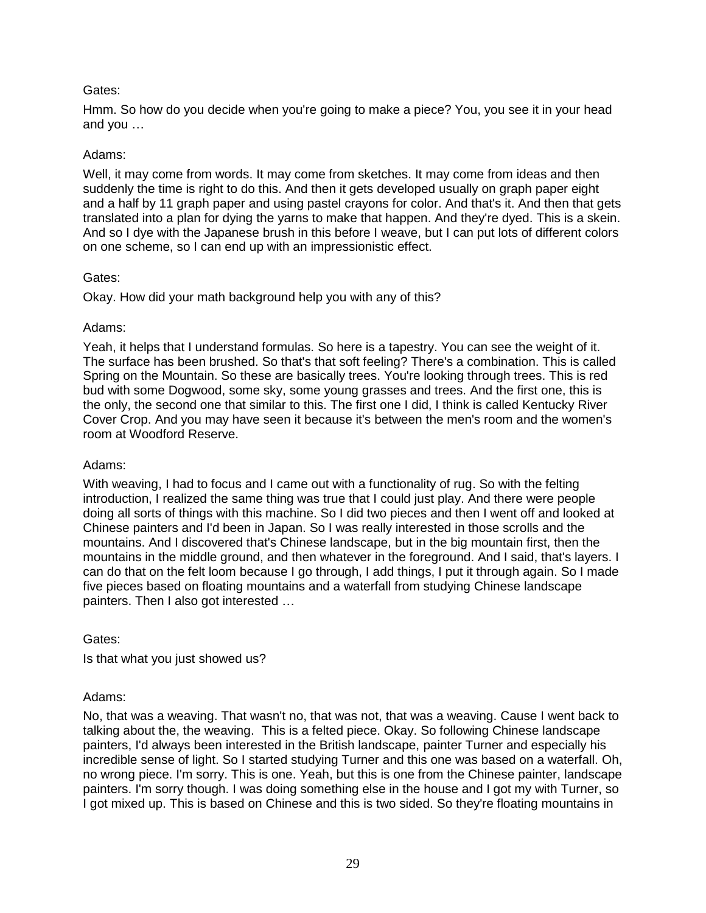Gates:

Hmm. So how do you decide when you're going to make a piece? You, you see it in your head and you …

Adams:

Well, it may come from words. It may come from sketches. It may come from ideas and then suddenly the time is right to do this. And then it gets developed usually on graph paper eight and a half by 11 graph paper and using pastel crayons for color. And that's it. And then that gets translated into a plan for dying the yarns to make that happen. And they're dyed. This is a skein. And so I dye with the Japanese brush in this before I weave, but I can put lots of different colors on one scheme, so I can end up with an impressionistic effect.

Gates:

Okay. How did your math background help you with any of this?

Adams:

Yeah, it helps that I understand formulas. So here is a tapestry. You can see the weight of it. The surface has been brushed. So that's that soft feeling? There's a combination. This is called Spring on the Mountain. So these are basically trees. You're looking through trees. This is red bud with some Dogwood, some sky, some young grasses and trees. And the first one, this is the only, the second one that similar to this. The first one I did, I think is called Kentucky River Cover Crop. And you may have seen it because it's between the men's room and the women's room at Woodford Reserve.

Adams:

With weaving, I had to focus and I came out with a functionality of rug. So with the felting introduction, I realized the same thing was true that I could just play. And there were people doing all sorts of things with this machine. So I did two pieces and then I went off and looked at Chinese painters and I'd been in Japan. So I was really interested in those scrolls and the mountains. And I discovered that's Chinese landscape, but in the big mountain first, then the mountains in the middle ground, and then whatever in the foreground. And I said, that's layers. I can do that on the felt loom because I go through, I add things, I put it through again. So I made five pieces based on floating mountains and a waterfall from studying Chinese landscape painters. Then I also got interested …

Gates:

Is that what you just showed us?

Adams:

No, that was a weaving. That wasn't no, that was not, that was a weaving. Cause I went back to talking about the, the weaving. This is a felted piece. Okay. So following Chinese landscape painters, I'd always been interested in the British landscape, painter Turner and especially his incredible sense of light. So I started studying Turner and this one was based on a waterfall. Oh, no wrong piece. I'm sorry. This is one. Yeah, but this is one from the Chinese painter, landscape painters. I'm sorry though. I was doing something else in the house and I got my with Turner, so I got mixed up. This is based on Chinese and this is two sided. So they're floating mountains in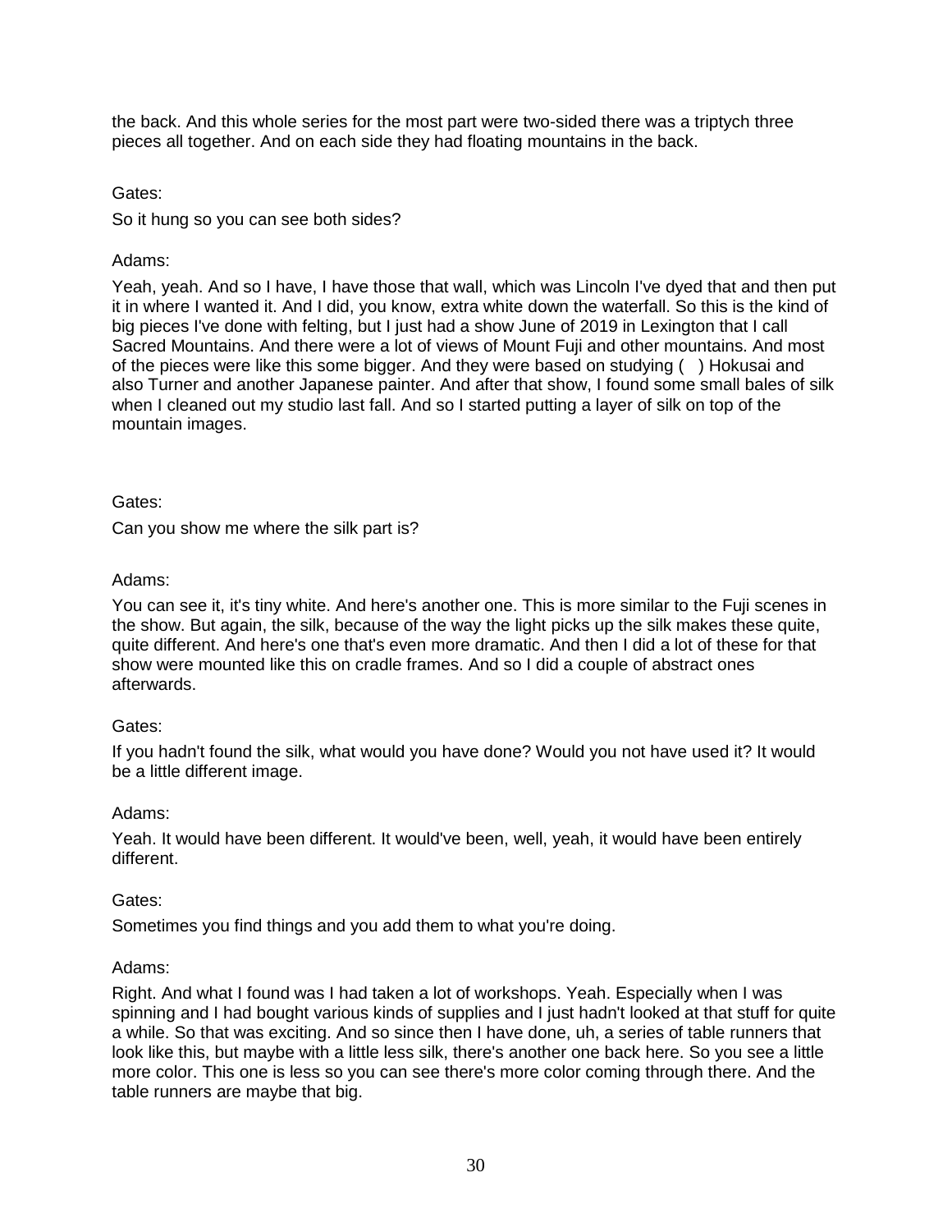the back. And this whole series for the most part were two-sided there was a triptych three pieces all together. And on each side they had floating mountains in the back.

Gates:

So it hung so you can see both sides?

Adams:

Yeah, yeah. And so I have, I have those that wall, which was Lincoln I've dyed that and then put it in where I wanted it. And I did, you know, extra white down the waterfall. So this is the kind of big pieces I've done with felting, but I just had a show June of 2019 in Lexington that I call Sacred Mountains. And there were a lot of views of Mount Fuji and other mountains. And most of the pieces were like this some bigger. And they were based on studying ( ) Hokusai and also Turner and another Japanese painter. And after that show, I found some small bales of silk when I cleaned out my studio last fall. And so I started putting a layer of silk on top of the mountain images.

Gates:

Can you show me where the silk part is?

Adams:

You can see it, it's tiny white. And here's another one. This is more similar to the Fuji scenes in the show. But again, the silk, because of the way the light picks up the silk makes these quite, quite different. And here's one that's even more dramatic. And then I did a lot of these for that show were mounted like this on cradle frames. And so I did a couple of abstract ones afterwards.

Gates:

If you hadn't found the silk, what would you have done? Would you not have used it? It would be a little different image.

Adams:

Yeah. It would have been different. It would've been, well, yeah, it would have been entirely different.

Gates:

Sometimes you find things and you add them to what you're doing.

Adams:

Right. And what I found was I had taken a lot of workshops. Yeah. Especially when I was spinning and I had bought various kinds of supplies and I just hadn't looked at that stuff for quite a while. So that was exciting. And so since then I have done, uh, a series of table runners that look like this, but maybe with a little less silk, there's another one back here. So you see a little more color. This one is less so you can see there's more color coming through there. And the table runners are maybe that big.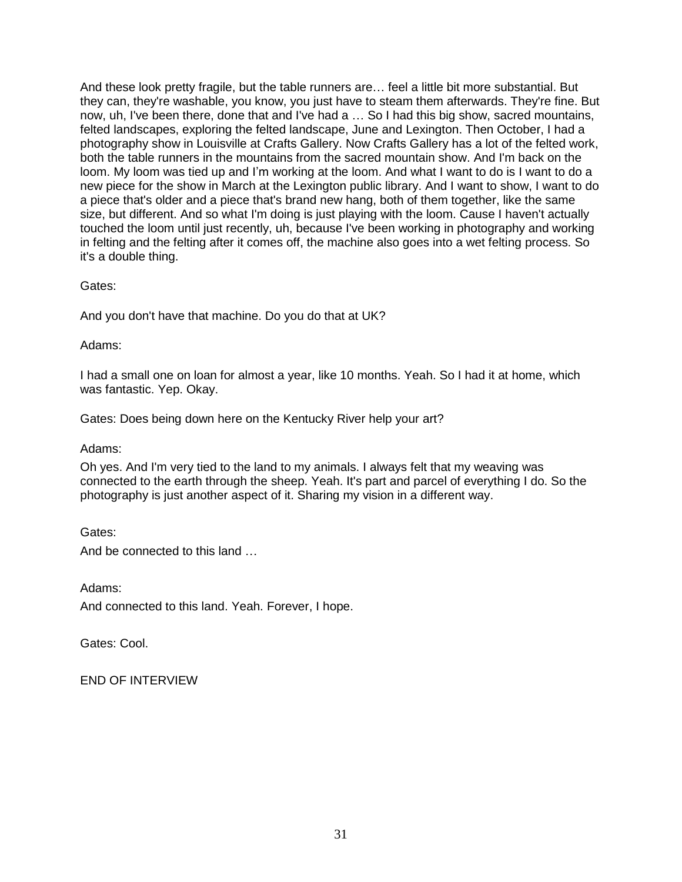And these look pretty fragile, but the table runners are… feel a little bit more substantial. But they can, they're washable, you know, you just have to steam them afterwards. They're fine. But now, uh, I've been there, done that and I've had a … So I had this big show, sacred mountains, felted landscapes, exploring the felted landscape, June and Lexington. Then October, I had a photography show in Louisville at Crafts Gallery. Now Crafts Gallery has a lot of the felted work, both the table runners in the mountains from the sacred mountain show. And I'm back on the loom. My loom was tied up and I'm working at the loom. And what I want to do is I want to do a new piece for the show in March at the Lexington public library. And I want to show, I want to do a piece that's older and a piece that's brand new hang, both of them together, like the same size, but different. And so what I'm doing is just playing with the loom. Cause I haven't actually touched the loom until just recently, uh, because I've been working in photography and working in felting and the felting after it comes off, the machine also goes into a wet felting process. So it's a double thing.

Gates:

And you don't have that machine. Do you do that at UK?

Adams:

I had a small one on loan for almost a year, like 10 months. Yeah. So I had it at home, which was fantastic. Yep. Okay.

Gates: Does being down here on the Kentucky River help your art?

Adams:

Oh yes. And I'm very tied to the land to my animals. I always felt that my weaving was connected to the earth through the sheep. Yeah. It's part and parcel of everything I do. So the photography is just another aspect of it. Sharing my vision in a different way.

Gates:

And be connected to this land …

Adams:

And connected to this land. Yeah. Forever, I hope.

Gates: Cool.

END OF INTERVIEW